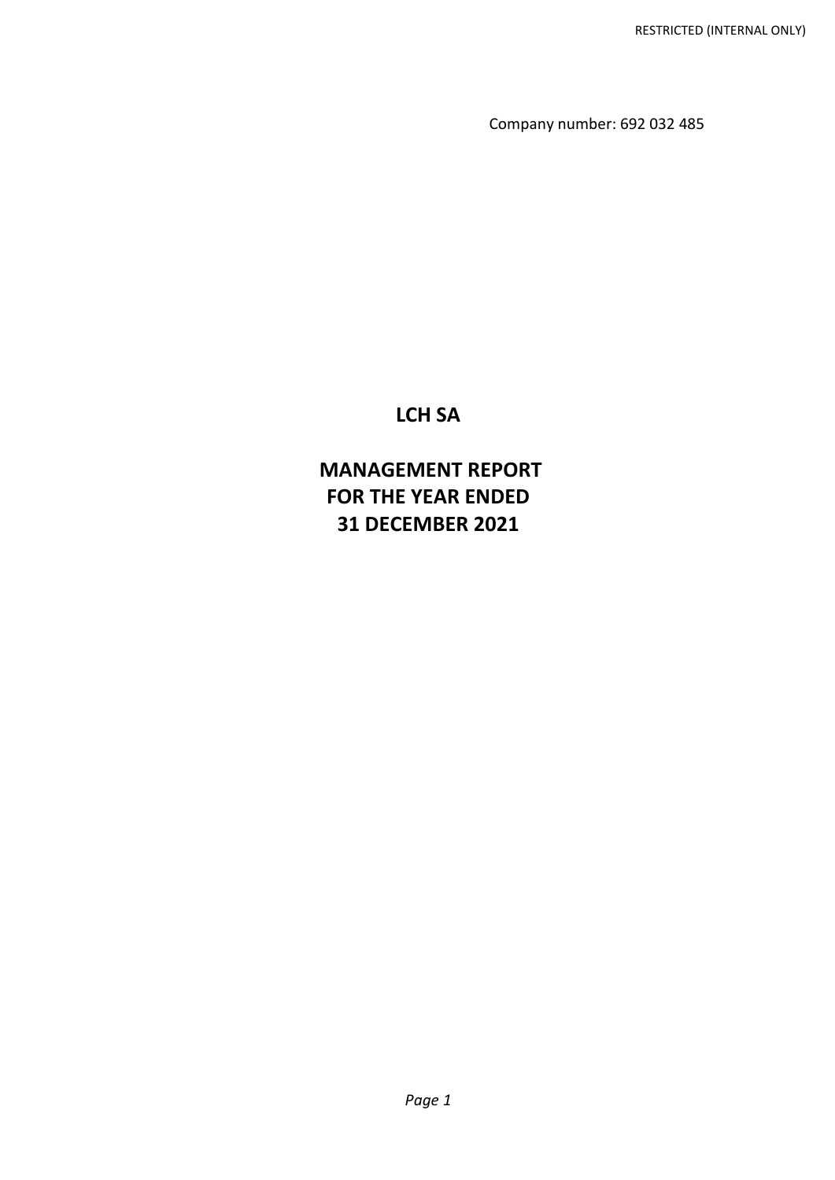Company number: 692 032 485

# LCH SA

# MANAGEMENT REPORT
# FOR THE YEAR ENDED
# 31 DECEMBER 2021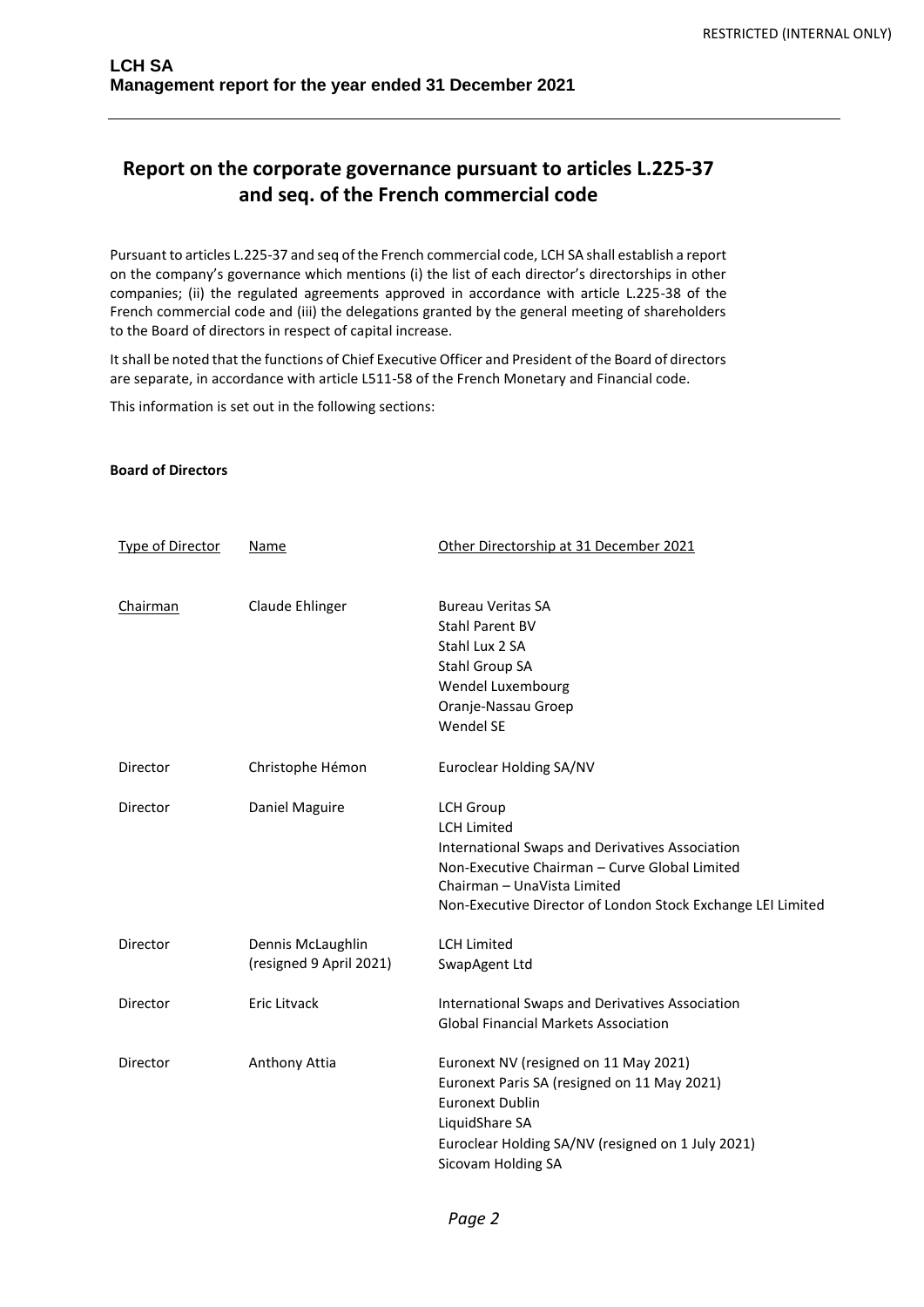# Report on the corporate governance pursuant to articles L.225-37 and seq. of the French commercial code

Pursuant to articles L.225-37 and seq of the French commercial code, LCH SA shall establish a report on the company's governance which mentions (i) the list of each director's directorships in other companies; (ii) the regulated agreements approved in accordance with article L.225-38 of the French commercial code and (iii) the delegations granted by the general meeting of shareholders to the Board of directors in respect of capital increase.

It shall be noted that the functions of Chief Executive Officer and President of the Board of directors are separate, in accordance with article L511-58 of the French Monetary and Financial code.

This information is set out in the following sections:

**Board of Directors**

| Type of Director | Name | Other Directorship at 31 December 2021 |
|---|---|---|
| Chairman | Claude Ehlinger | Bureau Veritas SA<br>Stahl Parent BV<br>Stahl Lux 2 SA<br>Stahl Group SA<br>Wendel Luxembourg<br>Oranje-Nassau Groep<br>Wendel SE |
| Director | Christophe Hémon | Euroclear Holding SA/NV |
| Director | Daniel Maguire | LCH Group<br>LCH Limited<br>International Swaps and Derivatives Association<br>Non-Executive Chairman – Curve Global Limited<br>Chairman – UnaVista Limited<br>Non-Executive Director of London Stock Exchange LEI Limited |
| Director | Dennis McLaughlin (resigned 9 April 2021) | LCH Limited<br>SwapAgent Ltd |
| Director | Eric Litvack | International Swaps and Derivatives Association<br>Global Financial Markets Association |
| Director | Anthony Attia | Euronext NV (resigned on 11 May 2021)<br>Euronext Paris SA (resigned on 11 May 2021)<br>Euronext Dublin<br>LiquidShare SA<br>Euroclear Holding SA/NV (resigned on 1 July 2021)<br>Sicovam Holding SA |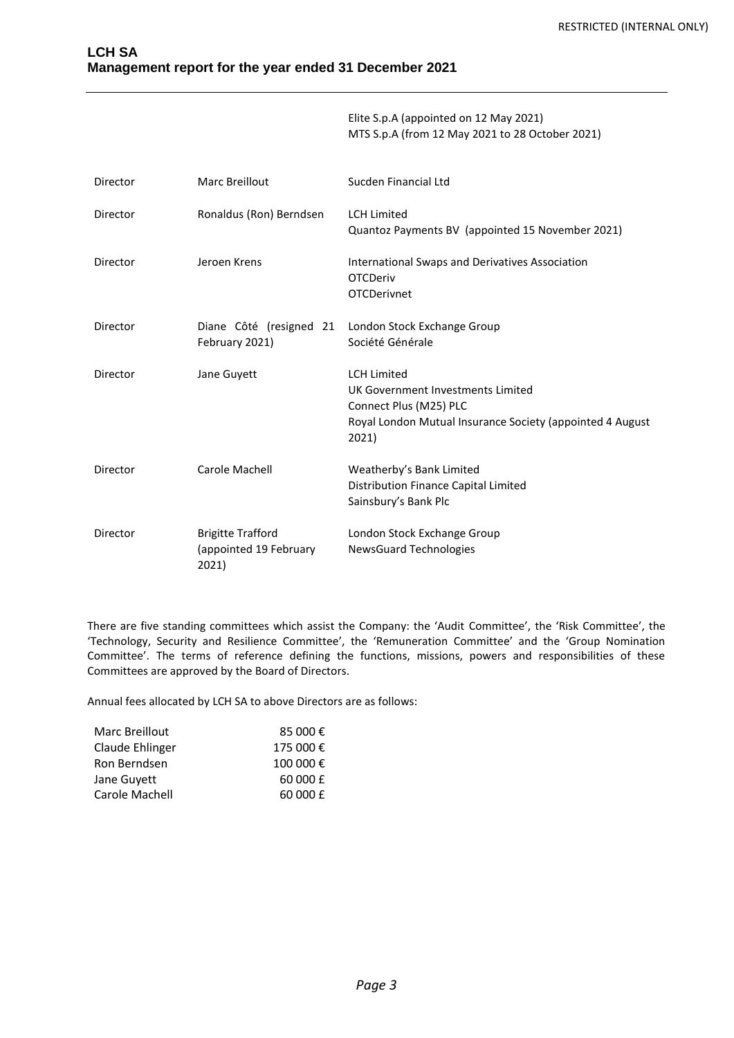| | | |
|---|---|---|
| | | Elite S.p.A (appointed on 12 May 2021)<br>MTS S.p.A (from 12 May 2021 to 28 October 2021) |
| Director | Marc Breillout | Sucden Financial Ltd |
| Director | Ronaldus (Ron) Berndsen | LCH Limited<br>Quantoz Payments BV (appointed 15 November 2021) |
| Director | Jeroen Krens | International Swaps and Derivatives Association<br>OTCDeriv<br>OTCDerivnet |
| Director | Diane Côté (resigned 21 February 2021) | London Stock Exchange Group<br>Société Générale |
| Director | Jane Guyett | LCH Limited<br>UK Government Investments Limited<br>Connect Plus (M25) PLC<br>Royal London Mutual Insurance Society (appointed 4 August 2021) |
| Director | Carole Machell | Weatherby's Bank Limited<br>Distribution Finance Capital Limited<br>Sainsbury's Bank Plc |
| Director | Brigitte Trafford (appointed 19 February 2021) | London Stock Exchange Group<br>NewsGuard Technologies |

There are five standing committees which assist the Company: the 'Audit Committee', the 'Risk Committee', the 'Technology, Security and Resilience Committee', the 'Remuneration Committee' and the 'Group Nomination Committee'. The terms of reference defining the functions, missions, powers and responsibilities of these Committees are approved by the Board of Directors.

Annual fees allocated by LCH SA to above Directors are as follows:

| | |
|---|---|
| Marc Breillout | 85 000 € |
| Claude Ehlinger | 175 000 € |
| Ron Berndsen | 100 000 € |
| Jane Guyett | 60 000 £ |
| Carole Machell | 60 000 £ |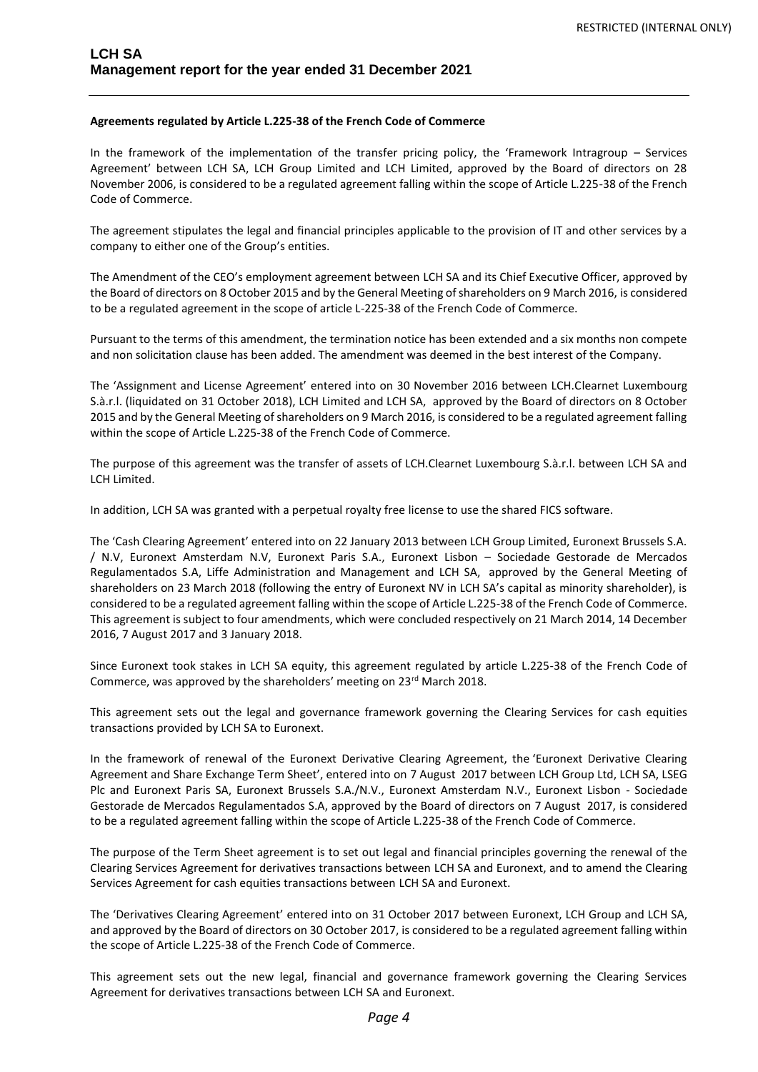**Agreements regulated by Article L.225-38 of the French Code of Commerce**

In the framework of the implementation of the transfer pricing policy, the 'Framework Intragroup – Services Agreement' between LCH SA, LCH Group Limited and LCH Limited, approved by the Board of directors on 28 November 2006, is considered to be a regulated agreement falling within the scope of Article L.225-38 of the French Code of Commerce.

The agreement stipulates the legal and financial principles applicable to the provision of IT and other services by a company to either one of the Group's entities.

The Amendment of the CEO's employment agreement between LCH SA and its Chief Executive Officer, approved by the Board of directors on 8 October 2015 and by the General Meeting of shareholders on 9 March 2016, is considered to be a regulated agreement in the scope of article L-225-38 of the French Code of Commerce.

Pursuant to the terms of this amendment, the termination notice has been extended and a six months non compete and non solicitation clause has been added. The amendment was deemed in the best interest of the Company.

The 'Assignment and License Agreement' entered into on 30 November 2016 between LCH.Clearnet Luxembourg S.à.r.l. (liquidated on 31 October 2018), LCH Limited and LCH SA, approved by the Board of directors on 8 October 2015 and by the General Meeting of shareholders on 9 March 2016, is considered to be a regulated agreement falling within the scope of Article L.225-38 of the French Code of Commerce.

The purpose of this agreement was the transfer of assets of LCH.Clearnet Luxembourg S.à.r.l. between LCH SA and LCH Limited.

In addition, LCH SA was granted with a perpetual royalty free license to use the shared FICS software.

The 'Cash Clearing Agreement' entered into on 22 January 2013 between LCH Group Limited, Euronext Brussels S.A. / N.V, Euronext Amsterdam N.V, Euronext Paris S.A., Euronext Lisbon – Sociedade Gestorade de Mercados Regulamentados S.A, Liffe Administration and Management and LCH SA, approved by the General Meeting of shareholders on 23 March 2018 (following the entry of Euronext NV in LCH SA's capital as minority shareholder), is considered to be a regulated agreement falling within the scope of Article L.225-38 of the French Code of Commerce. This agreement is subject to four amendments, which were concluded respectively on 21 March 2014, 14 December 2016, 7 August 2017 and 3 January 2018.

Since Euronext took stakes in LCH SA equity, this agreement regulated by article L.225-38 of the French Code of Commerce, was approved by the shareholders' meeting on 23rd March 2018.

This agreement sets out the legal and governance framework governing the Clearing Services for cash equities transactions provided by LCH SA to Euronext.

In the framework of renewal of the Euronext Derivative Clearing Agreement, the 'Euronext Derivative Clearing Agreement and Share Exchange Term Sheet', entered into on 7 August 2017 between LCH Group Ltd, LCH SA, LSEG Plc and Euronext Paris SA, Euronext Brussels S.A./N.V., Euronext Amsterdam N.V., Euronext Lisbon - Sociedade Gestorade de Mercados Regulamentados S.A, approved by the Board of directors on 7 August 2017, is considered to be a regulated agreement falling within the scope of Article L.225-38 of the French Code of Commerce.

The purpose of the Term Sheet agreement is to set out legal and financial principles governing the renewal of the Clearing Services Agreement for derivatives transactions between LCH SA and Euronext, and to amend the Clearing Services Agreement for cash equities transactions between LCH SA and Euronext.

The 'Derivatives Clearing Agreement' entered into on 31 October 2017 between Euronext, LCH Group and LCH SA, and approved by the Board of directors on 30 October 2017, is considered to be a regulated agreement falling within the scope of Article L.225-38 of the French Code of Commerce.

This agreement sets out the new legal, financial and governance framework governing the Clearing Services Agreement for derivatives transactions between LCH SA and Euronext.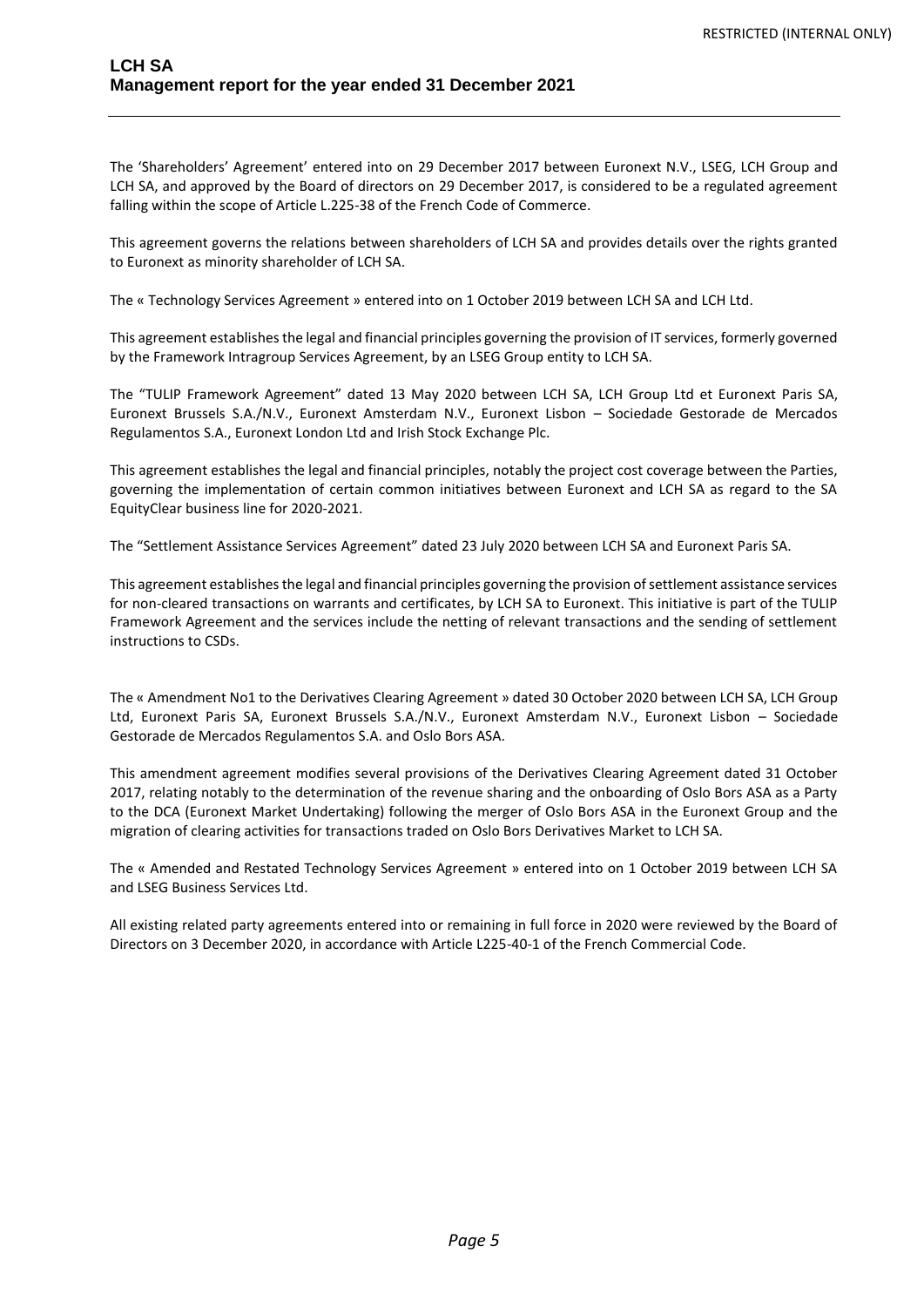The 'Shareholders' Agreement' entered into on 29 December 2017 between Euronext N.V., LSEG, LCH Group and LCH SA, and approved by the Board of directors on 29 December 2017, is considered to be a regulated agreement falling within the scope of Article L.225-38 of the French Code of Commerce.

This agreement governs the relations between shareholders of LCH SA and provides details over the rights granted to Euronext as minority shareholder of LCH SA.

The « Technology Services Agreement » entered into on 1 October 2019 between LCH SA and LCH Ltd.

This agreement establishes the legal and financial principles governing the provision of IT services, formerly governed by the Framework Intragroup Services Agreement, by an LSEG Group entity to LCH SA.

The "TULIP Framework Agreement" dated 13 May 2020 between LCH SA, LCH Group Ltd et Euronext Paris SA, Euronext Brussels S.A./N.V., Euronext Amsterdam N.V., Euronext Lisbon – Sociedade Gestorade de Mercados Regulamentos S.A., Euronext London Ltd and Irish Stock Exchange Plc.

This agreement establishes the legal and financial principles, notably the project cost coverage between the Parties, governing the implementation of certain common initiatives between Euronext and LCH SA as regard to the SA EquityClear business line for 2020-2021.

The "Settlement Assistance Services Agreement" dated 23 July 2020 between LCH SA and Euronext Paris SA.

This agreement establishes the legal and financial principles governing the provision of settlement assistance services for non-cleared transactions on warrants and certificates, by LCH SA to Euronext. This initiative is part of the TULIP Framework Agreement and the services include the netting of relevant transactions and the sending of settlement instructions to CSDs.

The « Amendment No1 to the Derivatives Clearing Agreement » dated 30 October 2020 between LCH SA, LCH Group Ltd, Euronext Paris SA, Euronext Brussels S.A./N.V., Euronext Amsterdam N.V., Euronext Lisbon – Sociedade Gestorade de Mercados Regulamentos S.A. and Oslo Bors ASA.

This amendment agreement modifies several provisions of the Derivatives Clearing Agreement dated 31 October 2017, relating notably to the determination of the revenue sharing and the onboarding of Oslo Bors ASA as a Party to the DCA (Euronext Market Undertaking) following the merger of Oslo Bors ASA in the Euronext Group and the migration of clearing activities for transactions traded on Oslo Bors Derivatives Market to LCH SA.

The « Amended and Restated Technology Services Agreement » entered into on 1 October 2019 between LCH SA and LSEG Business Services Ltd.

All existing related party agreements entered into or remaining in full force in 2020 were reviewed by the Board of Directors on 3 December 2020, in accordance with Article L225-40-1 of the French Commercial Code.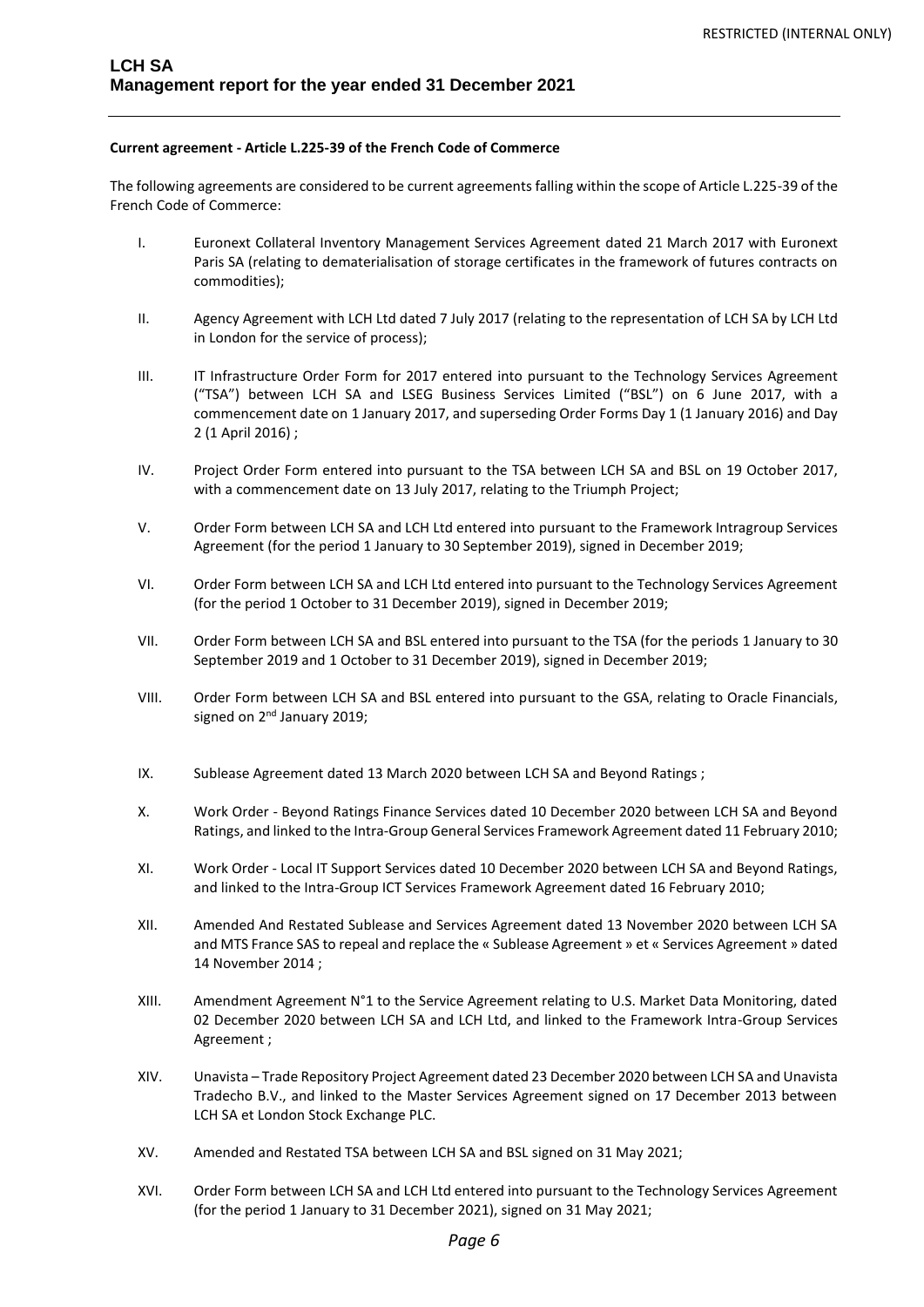**Current agreement - Article L.225-39 of the French Code of Commerce**

The following agreements are considered to be current agreements falling within the scope of Article L.225-39 of the French Code of Commerce:

I. Euronext Collateral Inventory Management Services Agreement dated 21 March 2017 with Euronext Paris SA (relating to dematerialisation of storage certificates in the framework of futures contracts on commodities);

II. Agency Agreement with LCH Ltd dated 7 July 2017 (relating to the representation of LCH SA by LCH Ltd in London for the service of process);

III. IT Infrastructure Order Form for 2017 entered into pursuant to the Technology Services Agreement ("TSA") between LCH SA and LSEG Business Services Limited ("BSL") on 6 June 2017, with a commencement date on 1 January 2017, and superseding Order Forms Day 1 (1 January 2016) and Day 2 (1 April 2016) ;

IV. Project Order Form entered into pursuant to the TSA between LCH SA and BSL on 19 October 2017, with a commencement date on 13 July 2017, relating to the Triumph Project;

V. Order Form between LCH SA and LCH Ltd entered into pursuant to the Framework Intragroup Services Agreement (for the period 1 January to 30 September 2019), signed in December 2019;

VI. Order Form between LCH SA and LCH Ltd entered into pursuant to the Technology Services Agreement (for the period 1 October to 31 December 2019), signed in December 2019;

VII. Order Form between LCH SA and BSL entered into pursuant to the TSA (for the periods 1 January to 30 September 2019 and 1 October to 31 December 2019), signed in December 2019;

VIII. Order Form between LCH SA and BSL entered into pursuant to the GSA, relating to Oracle Financials, signed on 2nd January 2019;

IX. Sublease Agreement dated 13 March 2020 between LCH SA and Beyond Ratings ;

X. Work Order - Beyond Ratings Finance Services dated 10 December 2020 between LCH SA and Beyond Ratings, and linked to the Intra-Group General Services Framework Agreement dated 11 February 2010;

XI. Work Order - Local IT Support Services dated 10 December 2020 between LCH SA and Beyond Ratings, and linked to the Intra-Group ICT Services Framework Agreement dated 16 February 2010;

XII. Amended And Restated Sublease and Services Agreement dated 13 November 2020 between LCH SA and MTS France SAS to repeal and replace the « Sublease Agreement » et « Services Agreement » dated 14 November 2014 ;

XIII. Amendment Agreement N°1 to the Service Agreement relating to U.S. Market Data Monitoring, dated 02 December 2020 between LCH SA and LCH Ltd, and linked to the Framework Intra-Group Services Agreement ;

XIV. Unavista – Trade Repository Project Agreement dated 23 December 2020 between LCH SA and Unavista Tradecho B.V., and linked to the Master Services Agreement signed on 17 December 2013 between LCH SA et London Stock Exchange PLC.

XV. Amended and Restated TSA between LCH SA and BSL signed on 31 May 2021;

XVI. Order Form between LCH SA and LCH Ltd entered into pursuant to the Technology Services Agreement (for the period 1 January to 31 December 2021), signed on 31 May 2021;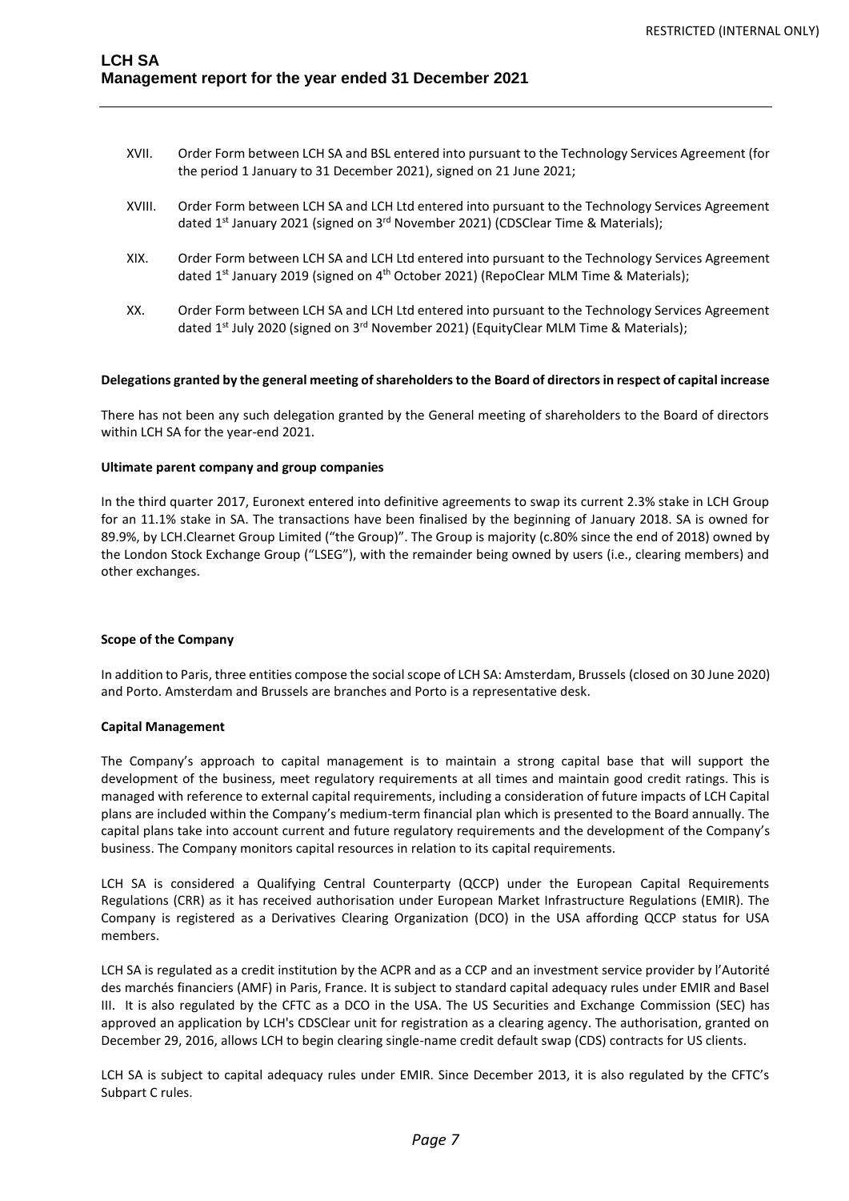XVII. Order Form between LCH SA and BSL entered into pursuant to the Technology Services Agreement (for the period 1 January to 31 December 2021), signed on 21 June 2021;

XVIII. Order Form between LCH SA and LCH Ltd entered into pursuant to the Technology Services Agreement dated 1st January 2021 (signed on 3rd November 2021) (CDSClear Time & Materials);

XIX. Order Form between LCH SA and LCH Ltd entered into pursuant to the Technology Services Agreement dated 1st January 2019 (signed on 4th October 2021) (RepoClear MLM Time & Materials);

XX. Order Form between LCH SA and LCH Ltd entered into pursuant to the Technology Services Agreement dated 1st July 2020 (signed on 3rd November 2021) (EquityClear MLM Time & Materials);

**Delegations granted by the general meeting of shareholders to the Board of directors in respect of capital increase**

There has not been any such delegation granted by the General meeting of shareholders to the Board of directors within LCH SA for the year-end 2021.

**Ultimate parent company and group companies**

In the third quarter 2017, Euronext entered into definitive agreements to swap its current 2.3% stake in LCH Group for an 11.1% stake in SA. The transactions have been finalised by the beginning of January 2018. SA is owned for 89.9%, by LCH.Clearnet Group Limited ("the Group)". The Group is majority (c.80% since the end of 2018) owned by the London Stock Exchange Group ("LSEG"), with the remainder being owned by users (i.e., clearing members) and other exchanges.

**Scope of the Company**

In addition to Paris, three entities compose the social scope of LCH SA: Amsterdam, Brussels (closed on 30 June 2020) and Porto. Amsterdam and Brussels are branches and Porto is a representative desk.

**Capital Management**

The Company's approach to capital management is to maintain a strong capital base that will support the development of the business, meet regulatory requirements at all times and maintain good credit ratings. This is managed with reference to external capital requirements, including a consideration of future impacts of LCH Capital plans are included within the Company's medium-term financial plan which is presented to the Board annually. The capital plans take into account current and future regulatory requirements and the development of the Company's business. The Company monitors capital resources in relation to its capital requirements.

LCH SA is considered a Qualifying Central Counterparty (QCCP) under the European Capital Requirements Regulations (CRR) as it has received authorisation under European Market Infrastructure Regulations (EMIR). The Company is registered as a Derivatives Clearing Organization (DCO) in the USA affording QCCP status for USA members.

LCH SA is regulated as a credit institution by the ACPR and as a CCP and an investment service provider by l'Autorité des marchés financiers (AMF) in Paris, France. It is subject to standard capital adequacy rules under EMIR and Basel III. It is also regulated by the CFTC as a DCO in the USA. The US Securities and Exchange Commission (SEC) has approved an application by LCH's CDSClear unit for registration as a clearing agency. The authorisation, granted on December 29, 2016, allows LCH to begin clearing single-name credit default swap (CDS) contracts for US clients.

LCH SA is subject to capital adequacy rules under EMIR. Since December 2013, it is also regulated by the CFTC's Subpart C rules.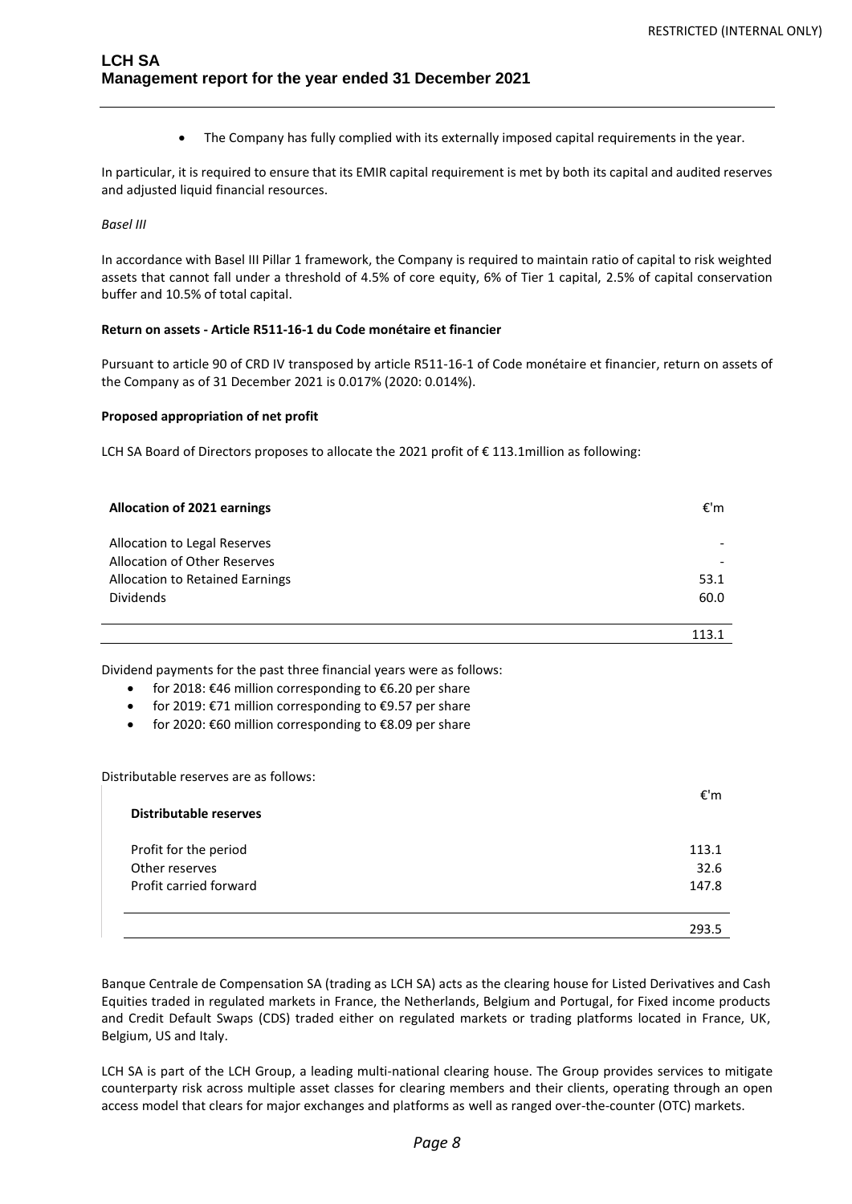- The Company has fully complied with its externally imposed capital requirements in the year.

In particular, it is required to ensure that its EMIR capital requirement is met by both its capital and audited reserves and adjusted liquid financial resources.

*Basel III*

In accordance with Basel III Pillar 1 framework, the Company is required to maintain ratio of capital to risk weighted assets that cannot fall under a threshold of 4.5% of core equity, 6% of Tier 1 capital, 2.5% of capital conservation buffer and 10.5% of total capital.

**Return on assets - Article R511-16-1 du Code monétaire et financier**

Pursuant to article 90 of CRD IV transposed by article R511-16-1 of Code monétaire et financier, return on assets of the Company as of 31 December 2021 is 0.017% (2020: 0.014%).

**Proposed appropriation of net profit**

LCH SA Board of Directors proposes to allocate the 2021 profit of € 113.1million as following:

| **Allocation of 2021 earnings** | €'m |
|---|---|
| Allocation to Legal Reserves | - |
| Allocation of Other Reserves | - |
| Allocation to Retained Earnings | 53.1 |
| Dividends | 60.0 |
| | 113.1 |

Dividend payments for the past three financial years were as follows:

- for 2018: €46 million corresponding to €6.20 per share
- for 2019: €71 million corresponding to €9.57 per share
- for 2020: €60 million corresponding to €8.09 per share

Distributable reserves are as follows:

| **Distributable reserves** | €'m |
|---|---|
| Profit for the period | 113.1 |
| Other reserves | 32.6 |
| Profit carried forward | 147.8 |
| | 293.5 |

Banque Centrale de Compensation SA (trading as LCH SA) acts as the clearing house for Listed Derivatives and Cash Equities traded in regulated markets in France, the Netherlands, Belgium and Portugal, for Fixed income products and Credit Default Swaps (CDS) traded either on regulated markets or trading platforms located in France, UK, Belgium, US and Italy.

LCH SA is part of the LCH Group, a leading multi-national clearing house. The Group provides services to mitigate counterparty risk across multiple asset classes for clearing members and their clients, operating through an open access model that clears for major exchanges and platforms as well as ranged over-the-counter (OTC) markets.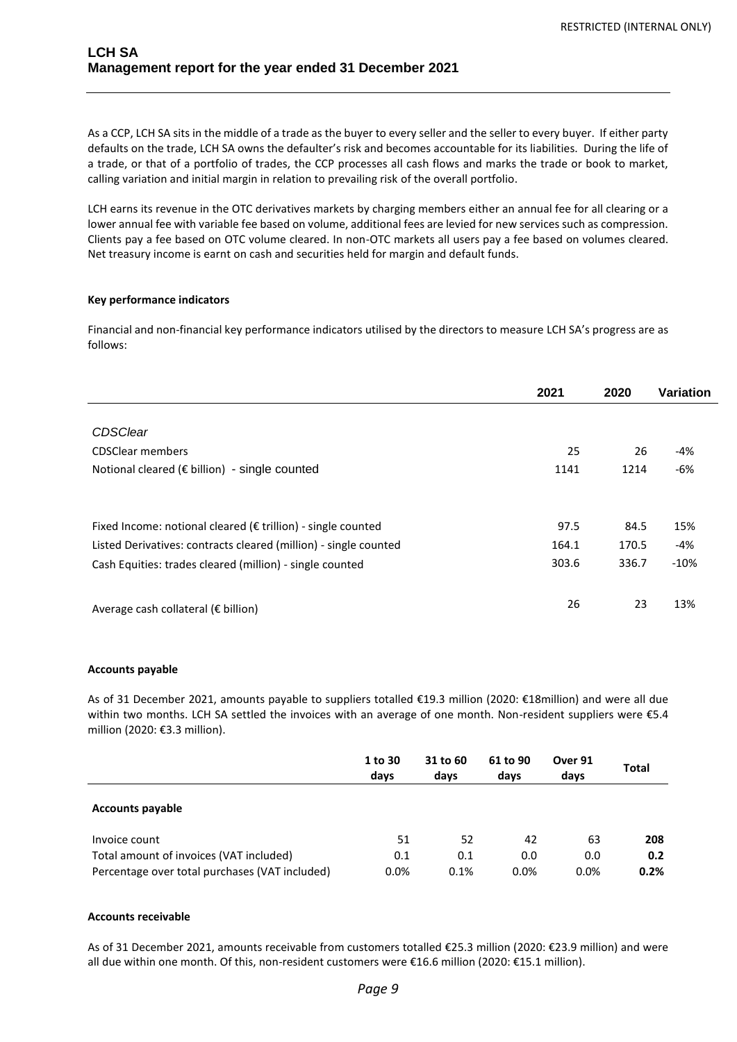As a CCP, LCH SA sits in the middle of a trade as the buyer to every seller and the seller to every buyer. If either party defaults on the trade, LCH SA owns the defaulter's risk and becomes accountable for its liabilities. During the life of a trade, or that of a portfolio of trades, the CCP processes all cash flows and marks the trade or book to market, calling variation and initial margin in relation to prevailing risk of the overall portfolio.

LCH earns its revenue in the OTC derivatives markets by charging members either an annual fee for all clearing or a lower annual fee with variable fee based on volume, additional fees are levied for new services such as compression. Clients pay a fee based on OTC volume cleared. In non-OTC markets all users pay a fee based on volumes cleared. Net treasury income is earnt on cash and securities held for margin and default funds.

**Key performance indicators**

Financial and non-financial key performance indicators utilised by the directors to measure LCH SA's progress are as follows:

| | 2021 | 2020 | Variation |
|---|---|---|---|
| *CDSClear* | | | |
| CDSClear members | 25 | 26 | -4% |
| Notional cleared (€ billion) - single counted | 1141 | 1214 | -6% |
| Fixed Income: notional cleared (€ trillion) - single counted | 97.5 | 84.5 | 15% |
| Listed Derivatives: contracts cleared (million) - single counted | 164.1 | 170.5 | -4% |
| Cash Equities: trades cleared (million) - single counted | 303.6 | 336.7 | -10% |
| Average cash collateral (€ billion) | 26 | 23 | 13% |

**Accounts payable**

As of 31 December 2021, amounts payable to suppliers totalled €19.3 million (2020: €18million) and were all due within two months. LCH SA settled the invoices with an average of one month. Non-resident suppliers were €5.4 million (2020: €3.3 million).

| | 1 to 30 days | 31 to 60 days | 61 to 90 days | Over 91 days | Total |
|---|---|---|---|---|---|
| **Accounts payable** | | | | | |
| Invoice count | 51 | 52 | 42 | 63 | **208** |
| Total amount of invoices (VAT included) | 0.1 | 0.1 | 0.0 | 0.0 | **0.2** |
| Percentage over total purchases (VAT included) | 0.0% | 0.1% | 0.0% | 0.0% | **0.2%** |

**Accounts receivable**

As of 31 December 2021, amounts receivable from customers totalled €25.3 million (2020: €23.9 million) and were all due within one month. Of this, non-resident customers were €16.6 million (2020: €15.1 million).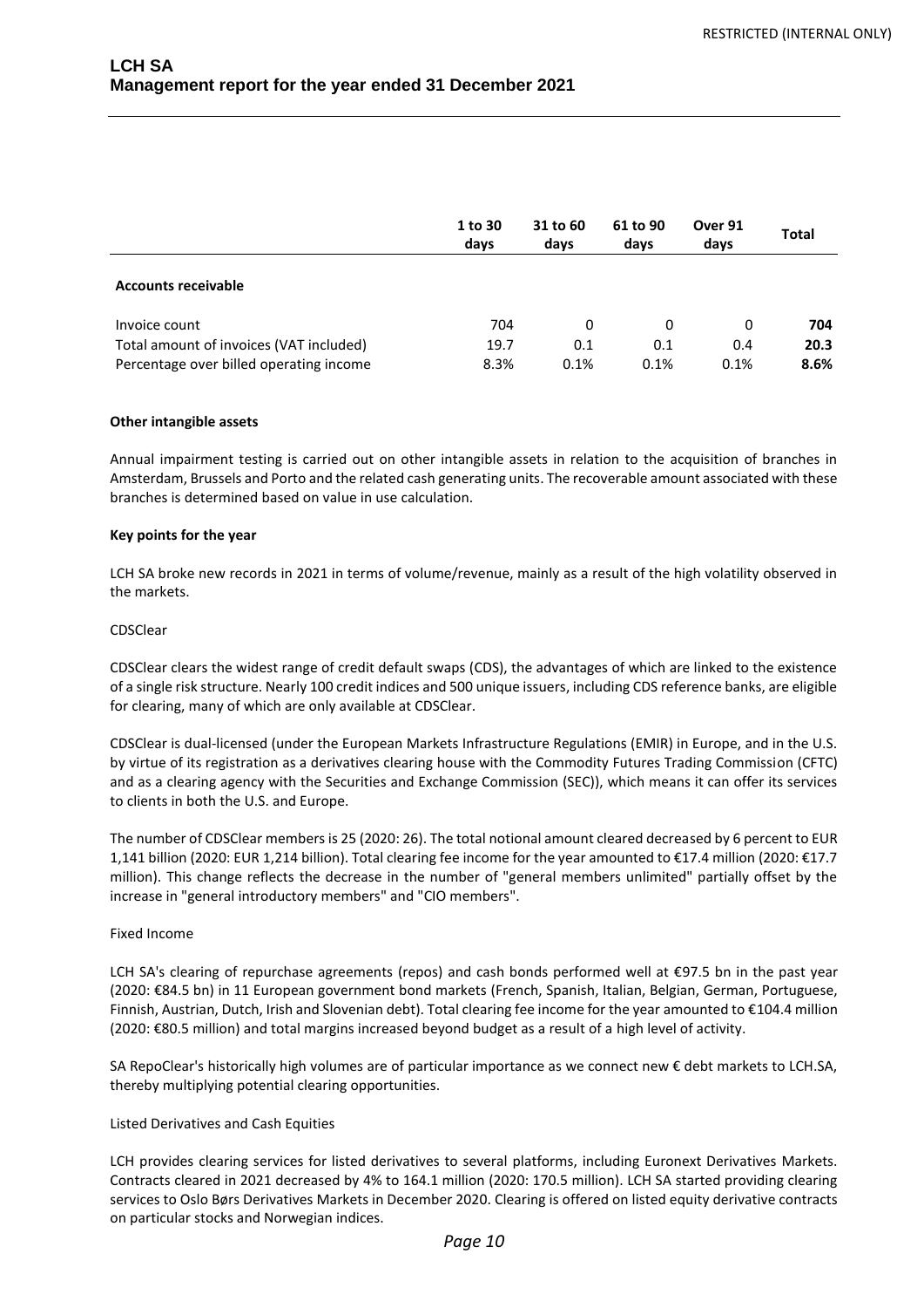|  | 1 to 30 days | 31 to 60 days | 61 to 90 days | Over 91 days | Total |
|---|---|---|---|---|---|
| **Accounts receivable** |  |  |  |  |  |
| Invoice count | 704 | 0 | 0 | 0 | **704** |
| Total amount of invoices (VAT included) | 19.7 | 0.1 | 0.1 | 0.4 | **20.3** |
| Percentage over billed operating income | 8.3% | 0.1% | 0.1% | 0.1% | **8.6%** |

**Other intangible assets**

Annual impairment testing is carried out on other intangible assets in relation to the acquisition of branches in Amsterdam, Brussels and Porto and the related cash generating units. The recoverable amount associated with these branches is determined based on value in use calculation.

**Key points for the year**

LCH SA broke new records in 2021 in terms of volume/revenue, mainly as a result of the high volatility observed in the markets.

CDSClear

CDSClear clears the widest range of credit default swaps (CDS), the advantages of which are linked to the existence of a single risk structure. Nearly 100 credit indices and 500 unique issuers, including CDS reference banks, are eligible for clearing, many of which are only available at CDSClear.

CDSClear is dual-licensed (under the European Markets Infrastructure Regulations (EMIR) in Europe, and in the U.S. by virtue of its registration as a derivatives clearing house with the Commodity Futures Trading Commission (CFTC) and as a clearing agency with the Securities and Exchange Commission (SEC)), which means it can offer its services to clients in both the U.S. and Europe.

The number of CDSClear members is 25 (2020: 26). The total notional amount cleared decreased by 6 percent to EUR 1,141 billion (2020: EUR 1,214 billion). Total clearing fee income for the year amounted to €17.4 million (2020: €17.7 million). This change reflects the decrease in the number of "general members unlimited" partially offset by the increase in "general introductory members" and "CIO members".

Fixed Income

LCH SA's clearing of repurchase agreements (repos) and cash bonds performed well at €97.5 bn in the past year (2020: €84.5 bn) in 11 European government bond markets (French, Spanish, Italian, Belgian, German, Portuguese, Finnish, Austrian, Dutch, Irish and Slovenian debt). Total clearing fee income for the year amounted to €104.4 million (2020: €80.5 million) and total margins increased beyond budget as a result of a high level of activity.

SA RepoClear's historically high volumes are of particular importance as we connect new € debt markets to LCH.SA, thereby multiplying potential clearing opportunities.

Listed Derivatives and Cash Equities

LCH provides clearing services for listed derivatives to several platforms, including Euronext Derivatives Markets. Contracts cleared in 2021 decreased by 4% to 164.1 million (2020: 170.5 million). LCH SA started providing clearing services to Oslo Børs Derivatives Markets in December 2020. Clearing is offered on listed equity derivative contracts on particular stocks and Norwegian indices.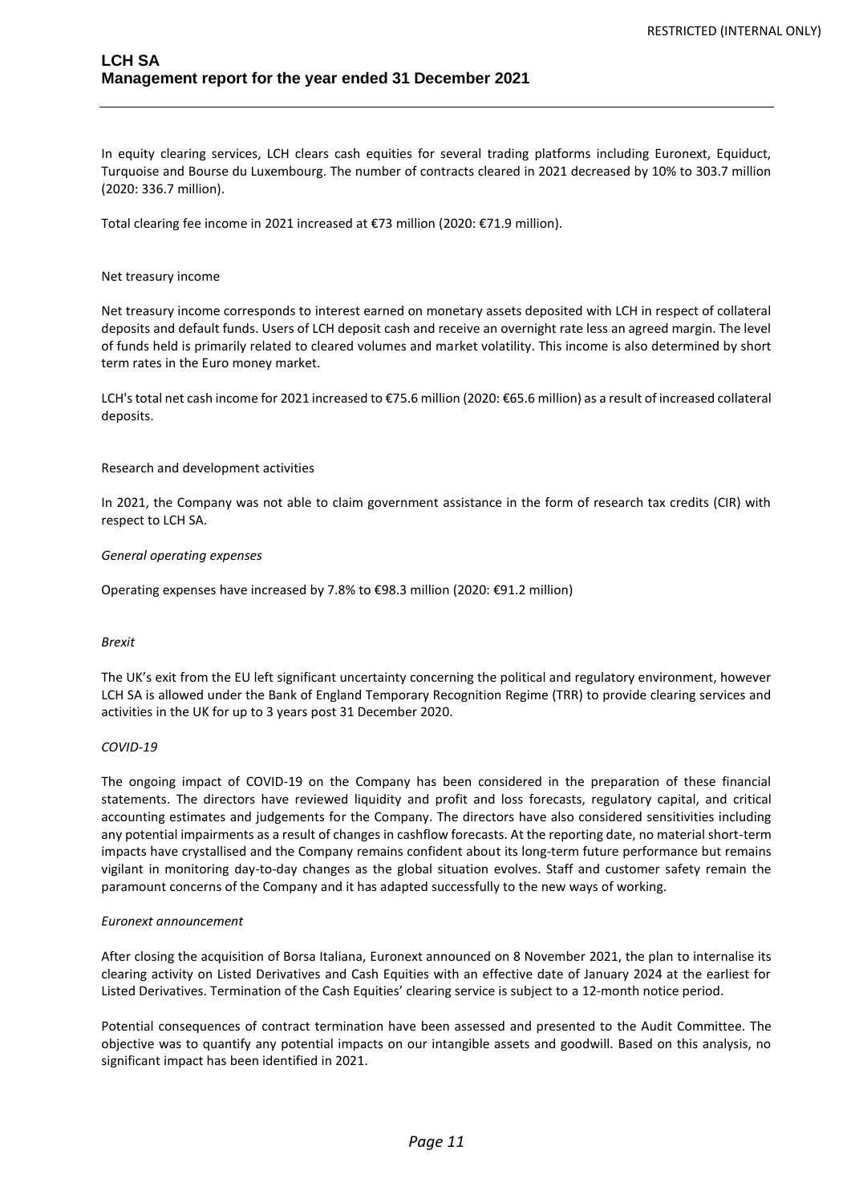In equity clearing services, LCH clears cash equities for several trading platforms including Euronext, Equiduct, Turquoise and Bourse du Luxembourg. The number of contracts cleared in 2021 decreased by 10% to 303.7 million (2020: 336.7 million).

Total clearing fee income in 2021 increased at €73 million (2020: €71.9 million).

Net treasury income

Net treasury income corresponds to interest earned on monetary assets deposited with LCH in respect of collateral deposits and default funds. Users of LCH deposit cash and receive an overnight rate less an agreed margin. The level of funds held is primarily related to cleared volumes and market volatility. This income is also determined by short term rates in the Euro money market.

LCH's total net cash income for 2021 increased to €75.6 million (2020: €65.6 million) as a result of increased collateral deposits.

Research and development activities

In 2021, the Company was not able to claim government assistance in the form of research tax credits (CIR) with respect to LCH SA.

*General operating expenses*

Operating expenses have increased by 7.8% to €98.3 million (2020: €91.2 million)

*Brexit*

The UK's exit from the EU left significant uncertainty concerning the political and regulatory environment, however LCH SA is allowed under the Bank of England Temporary Recognition Regime (TRR) to provide clearing services and activities in the UK for up to 3 years post 31 December 2020.

*COVID-19*

The ongoing impact of COVID-19 on the Company has been considered in the preparation of these financial statements. The directors have reviewed liquidity and profit and loss forecasts, regulatory capital, and critical accounting estimates and judgements for the Company. The directors have also considered sensitivities including any potential impairments as a result of changes in cashflow forecasts. At the reporting date, no material short-term impacts have crystallised and the Company remains confident about its long-term future performance but remains vigilant in monitoring day-to-day changes as the global situation evolves. Staff and customer safety remain the paramount concerns of the Company and it has adapted successfully to the new ways of working.

*Euronext announcement*

After closing the acquisition of Borsa Italiana, Euronext announced on 8 November 2021, the plan to internalise its clearing activity on Listed Derivatives and Cash Equities with an effective date of January 2024 at the earliest for Listed Derivatives. Termination of the Cash Equities' clearing service is subject to a 12-month notice period.

Potential consequences of contract termination have been assessed and presented to the Audit Committee. The objective was to quantify any potential impacts on our intangible assets and goodwill. Based on this analysis, no significant impact has been identified in 2021.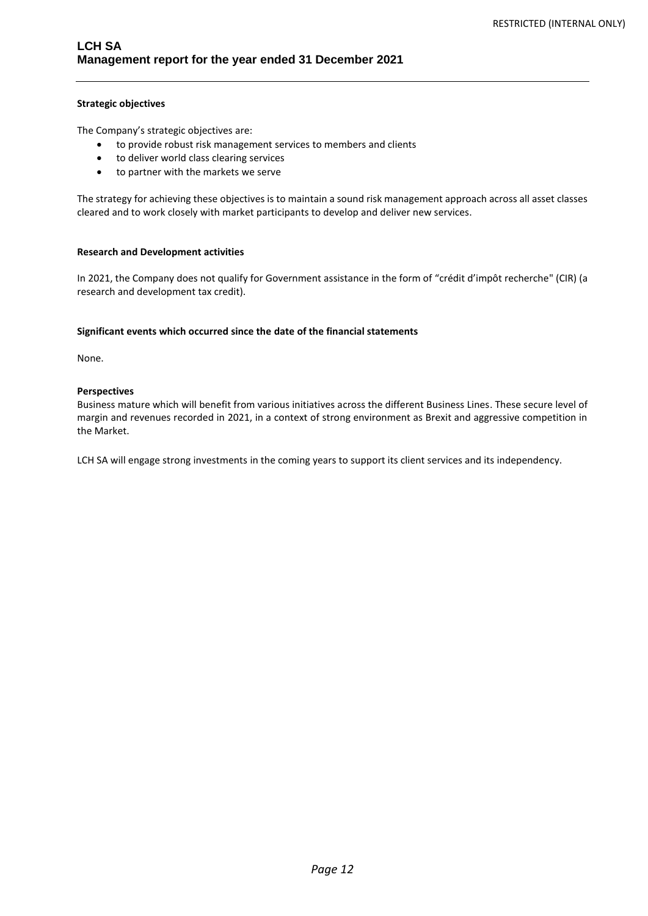**Strategic objectives**

The Company's strategic objectives are:

- to provide robust risk management services to members and clients
- to deliver world class clearing services
- to partner with the markets we serve

The strategy for achieving these objectives is to maintain a sound risk management approach across all asset classes cleared and to work closely with market participants to develop and deliver new services.

**Research and Development activities**

In 2021, the Company does not qualify for Government assistance in the form of "crédit d'impôt recherche" (CIR) (a research and development tax credit).

**Significant events which occurred since the date of the financial statements**

None.

**Perspectives**

Business mature which will benefit from various initiatives across the different Business Lines. These secure level of margin and revenues recorded in 2021, in a context of strong environment as Brexit and aggressive competition in the Market.

LCH SA will engage strong investments in the coming years to support its client services and its independency.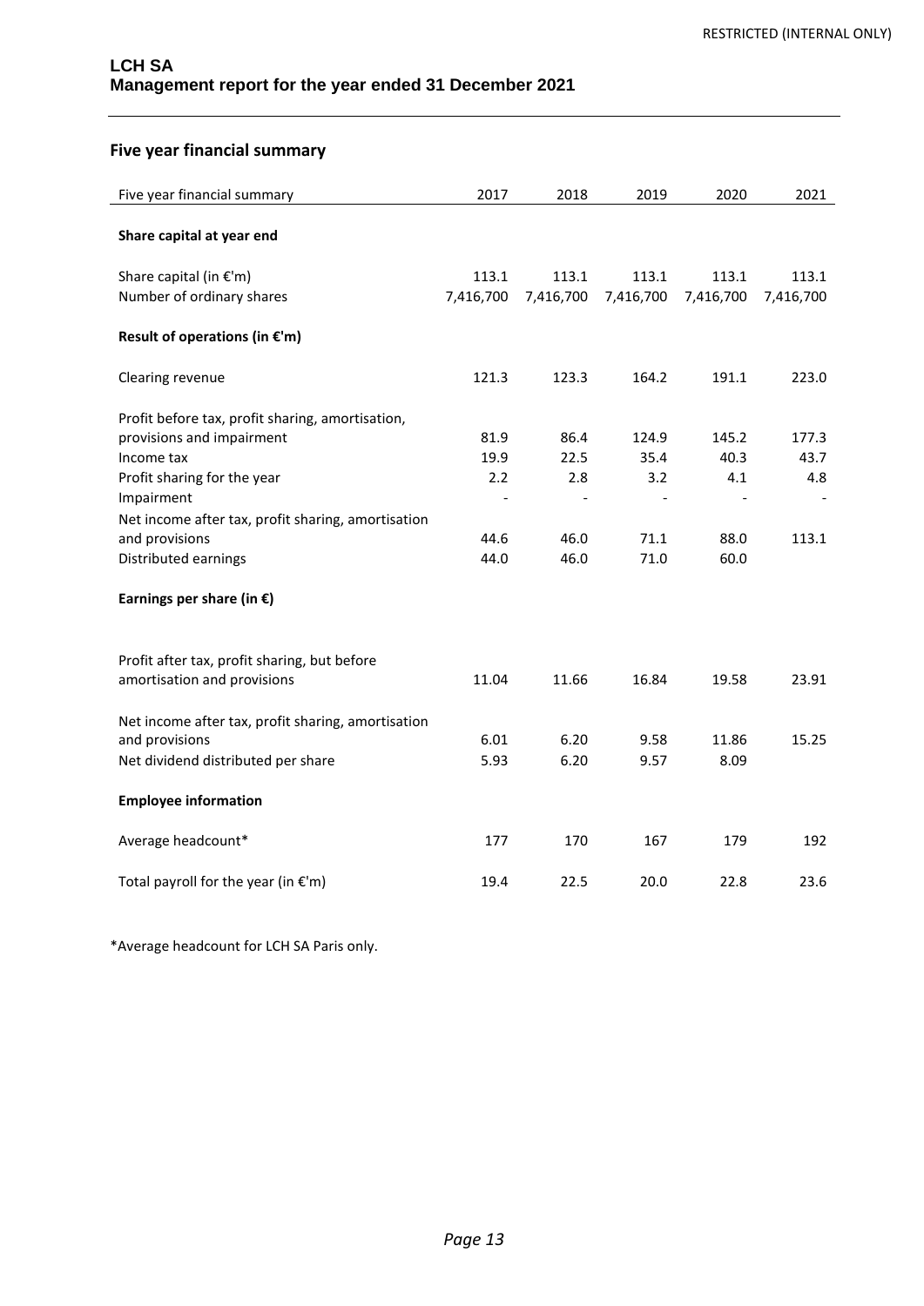## Five year financial summary

| Five year financial summary | 2017 | 2018 | 2019 | 2020 | 2021 |
|---|---|---|---|---|---|
| **Share capital at year end** | | | | | |
| Share capital (in €'m) | 113.1 | 113.1 | 113.1 | 113.1 | 113.1 |
| Number of ordinary shares | 7,416,700 | 7,416,700 | 7,416,700 | 7,416,700 | 7,416,700 |
| **Result of operations (in €'m)** | | | | | |
| Clearing revenue | 121.3 | 123.3 | 164.2 | 191.1 | 223.0 |
| Profit before tax, profit sharing, amortisation, provisions and impairment | 81.9 | 86.4 | 124.9 | 145.2 | 177.3 |
| Income tax | 19.9 | 22.5 | 35.4 | 40.3 | 43.7 |
| Profit sharing for the year | 2.2 | 2.8 | 3.2 | 4.1 | 4.8 |
| Impairment | - | - | - | - | - |
| Net income after tax, profit sharing, amortisation and provisions | 44.6 | 46.0 | 71.1 | 88.0 | 113.1 |
| Distributed earnings | 44.0 | 46.0 | 71.0 | 60.0 | |
| **Earnings per share (in €)** | | | | | |
| Profit after tax, profit sharing, but before amortisation and provisions | 11.04 | 11.66 | 16.84 | 19.58 | 23.91 |
| Net income after tax, profit sharing, amortisation and provisions | 6.01 | 6.20 | 9.58 | 11.86 | 15.25 |
| Net dividend distributed per share | 5.93 | 6.20 | 9.57 | 8.09 | |
| **Employee information** | | | | | |
| Average headcount* | 177 | 170 | 167 | 179 | 192 |
| Total payroll for the year (in €'m) | 19.4 | 22.5 | 20.0 | 22.8 | 23.6 |

*Average headcount for LCH SA Paris only.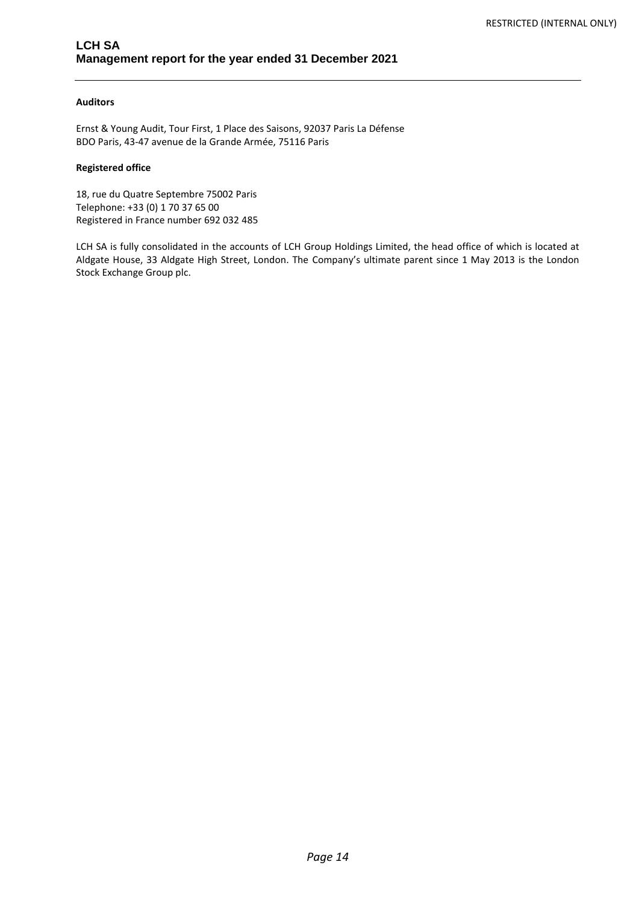**Auditors**

Ernst & Young Audit, Tour First, 1 Place des Saisons, 92037 Paris La Défense
BDO Paris, 43-47 avenue de la Grande Armée, 75116 Paris

**Registered office**

18, rue du Quatre Septembre 75002 Paris
Telephone: +33 (0) 1 70 37 65 00
Registered in France number 692 032 485

LCH SA is fully consolidated in the accounts of LCH Group Holdings Limited, the head office of which is located at Aldgate House, 33 Aldgate High Street, London. The Company's ultimate parent since 1 May 2013 is the London Stock Exchange Group plc.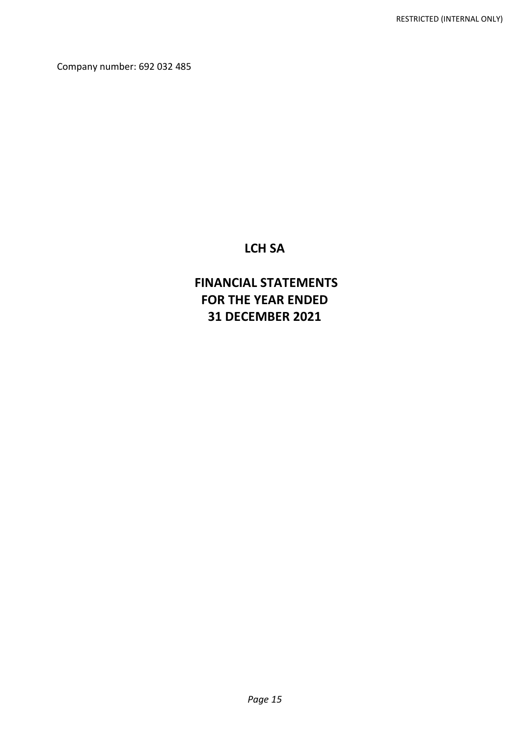Company number: 692 032 485

# LCH SA

## FINANCIAL STATEMENTS
## FOR THE YEAR ENDED
## 31 DECEMBER 2021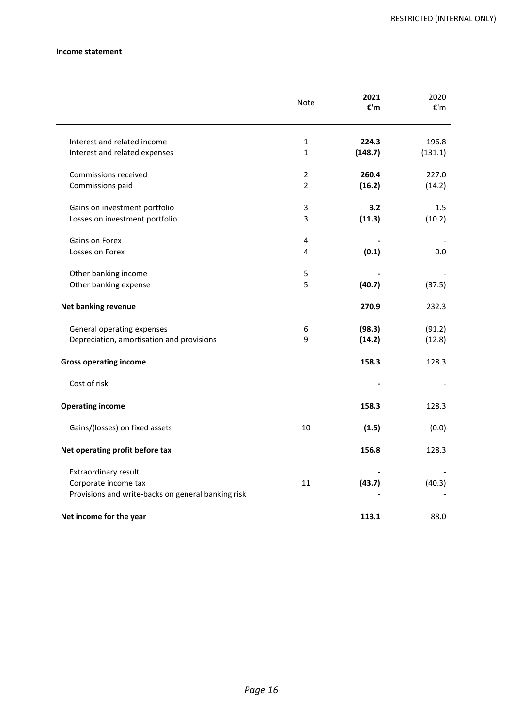**Income statement**

| | Note | **2021 €'m** | 2020 €'m |
|---|---|---|---|
| Interest and related income | 1 | **224.3** | 196.8 |
| Interest and related expenses | 1 | **(148.7)** | (131.1) |
| Commissions received | 2 | **260.4** | 227.0 |
| Commissions paid | 2 | **(16.2)** | (14.2) |
| Gains on investment portfolio | 3 | **3.2** | 1.5 |
| Losses on investment portfolio | 3 | **(11.3)** | (10.2) |
| Gains on Forex | 4 | **-** | - |
| Losses on Forex | 4 | **(0.1)** | 0.0 |
| Other banking income | 5 | **-** | - |
| Other banking expense | 5 | **(40.7)** | (37.5) |
| **Net banking revenue** | | **270.9** | 232.3 |
| General operating expenses | 6 | **(98.3)** | (91.2) |
| Depreciation, amortisation and provisions | 9 | **(14.2)** | (12.8) |
| **Gross operating income** | | **158.3** | 128.3 |
| Cost of risk | | **-** | - |
| **Operating income** | | **158.3** | 128.3 |
| Gains/(losses) on fixed assets | 10 | **(1.5)** | (0.0) |
| **Net operating profit before tax** | | **156.8** | 128.3 |
| Extraordinary result | | **-** | - |
| Corporate income tax | 11 | **(43.7)** | (40.3) |
| Provisions and write-backs on general banking risk | | **-** | - |
| **Net income for the year** | | **113.1** | 88.0 |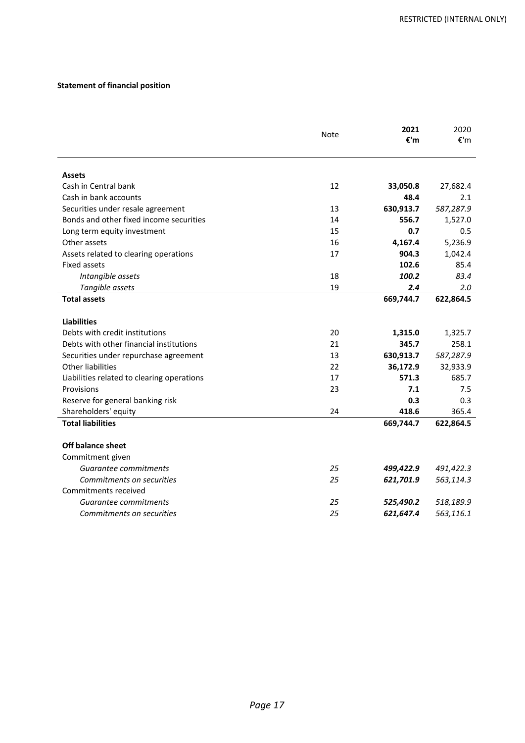**Statement of financial position**

| | Note | **2021 €'m** | 2020 €'m |
|---|---|---|---|
| **Assets** | | | |
| Cash in Central bank | 12 | **33,050.8** | 27,682.4 |
| Cash in bank accounts | | **48.4** | 2.1 |
| Securities under resale agreement | 13 | **630,913.7** | *587,287.9* |
| Bonds and other fixed income securities | 14 | **556.7** | 1,527.0 |
| Long term equity investment | 15 | **0.7** | 0.5 |
| Other assets | 16 | **4,167.4** | 5,236.9 |
| Assets related to clearing operations | 17 | **904.3** | 1,042.4 |
| Fixed assets | | **102.6** | 85.4 |
| *Intangible assets* | 18 | ***100.2*** | *83.4* |
| *Tangible assets* | 19 | ***2.4*** | *2.0* |
| **Total assets** | | **669,744.7** | **622,864.5** |
| **Liabilities** | | | |
| Debts with credit institutions | 20 | **1,315.0** | 1,325.7 |
| Debts with other financial institutions | 21 | **345.7** | 258.1 |
| Securities under repurchase agreement | 13 | **630,913.7** | *587,287.9* |
| Other liabilities | 22 | **36,172.9** | 32,933.9 |
| Liabilities related to clearing operations | 17 | **571.3** | 685.7 |
| Provisions | 23 | **7.1** | 7.5 |
| Reserve for general banking risk | | **0.3** | 0.3 |
| Shareholders' equity | 24 | **418.6** | 365.4 |
| **Total liabilities** | | **669,744.7** | **622,864.5** |
| **Off balance sheet** | | | |
| Commitment given | | | |
| *Guarantee commitments* | *25* | ***499,422.9*** | *491,422.3* |
| *Commitments on securities* | *25* | ***621,701.9*** | *563,114.3* |
| Commitments received | | | |
| *Guarantee commitments* | *25* | ***525,490.2*** | *518,189.9* |
| *Commitments on securities* | *25* | ***621,647.4*** | *563,116.1* |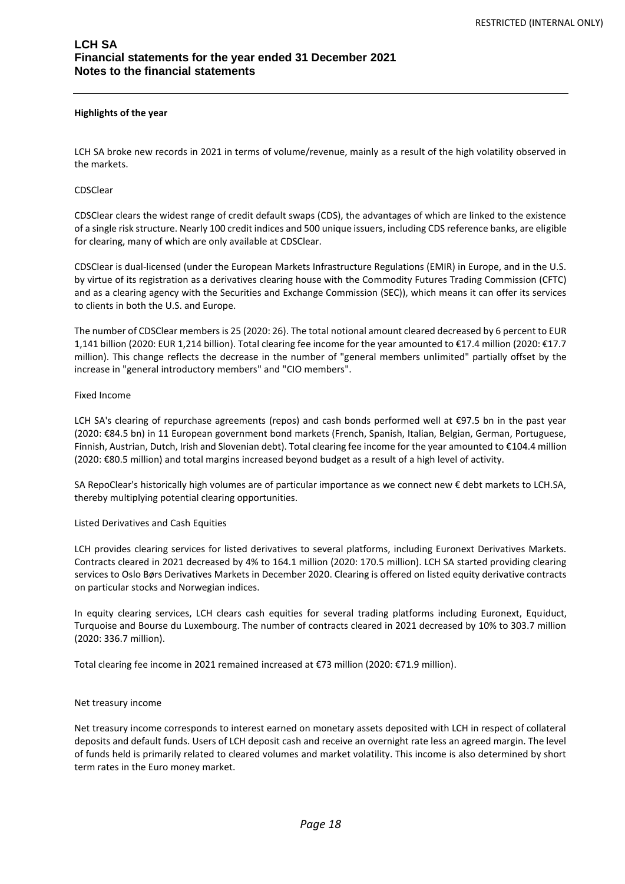**Highlights of the year**

LCH SA broke new records in 2021 in terms of volume/revenue, mainly as a result of the high volatility observed in the markets.

CDSClear

CDSClear clears the widest range of credit default swaps (CDS), the advantages of which are linked to the existence of a single risk structure. Nearly 100 credit indices and 500 unique issuers, including CDS reference banks, are eligible for clearing, many of which are only available at CDSClear.

CDSClear is dual-licensed (under the European Markets Infrastructure Regulations (EMIR) in Europe, and in the U.S. by virtue of its registration as a derivatives clearing house with the Commodity Futures Trading Commission (CFTC) and as a clearing agency with the Securities and Exchange Commission (SEC)), which means it can offer its services to clients in both the U.S. and Europe.

The number of CDSClear members is 25 (2020: 26). The total notional amount cleared decreased by 6 percent to EUR 1,141 billion (2020: EUR 1,214 billion). Total clearing fee income for the year amounted to €17.4 million (2020: €17.7 million). This change reflects the decrease in the number of "general members unlimited" partially offset by the increase in "general introductory members" and "CIO members".

Fixed Income

LCH SA's clearing of repurchase agreements (repos) and cash bonds performed well at €97.5 bn in the past year (2020: €84.5 bn) in 11 European government bond markets (French, Spanish, Italian, Belgian, German, Portuguese, Finnish, Austrian, Dutch, Irish and Slovenian debt). Total clearing fee income for the year amounted to €104.4 million (2020: €80.5 million) and total margins increased beyond budget as a result of a high level of activity.

SA RepoClear's historically high volumes are of particular importance as we connect new € debt markets to LCH.SA, thereby multiplying potential clearing opportunities.

Listed Derivatives and Cash Equities

LCH provides clearing services for listed derivatives to several platforms, including Euronext Derivatives Markets. Contracts cleared in 2021 decreased by 4% to 164.1 million (2020: 170.5 million). LCH SA started providing clearing services to Oslo Børs Derivatives Markets in December 2020. Clearing is offered on listed equity derivative contracts on particular stocks and Norwegian indices.

In equity clearing services, LCH clears cash equities for several trading platforms including Euronext, Equiduct, Turquoise and Bourse du Luxembourg. The number of contracts cleared in 2021 decreased by 10% to 303.7 million (2020: 336.7 million).

Total clearing fee income in 2021 remained increased at €73 million (2020: €71.9 million).

Net treasury income

Net treasury income corresponds to interest earned on monetary assets deposited with LCH in respect of collateral deposits and default funds. Users of LCH deposit cash and receive an overnight rate less an agreed margin. The level of funds held is primarily related to cleared volumes and market volatility. This income is also determined by short term rates in the Euro money market.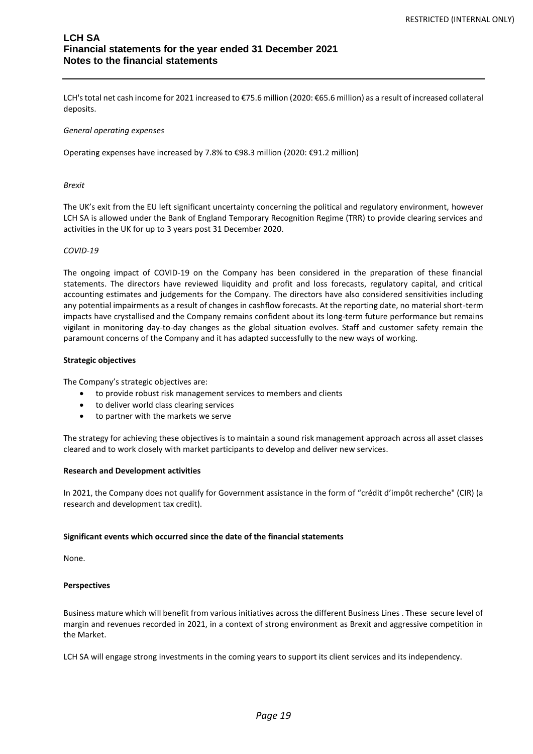LCH's total net cash income for 2021 increased to €75.6 million (2020: €65.6 million) as a result of increased collateral deposits.

*General operating expenses*

Operating expenses have increased by 7.8% to €98.3 million (2020: €91.2 million)

*Brexit*

The UK's exit from the EU left significant uncertainty concerning the political and regulatory environment, however LCH SA is allowed under the Bank of England Temporary Recognition Regime (TRR) to provide clearing services and activities in the UK for up to 3 years post 31 December 2020.

*COVID-19*

The ongoing impact of COVID-19 on the Company has been considered in the preparation of these financial statements. The directors have reviewed liquidity and profit and loss forecasts, regulatory capital, and critical accounting estimates and judgements for the Company. The directors have also considered sensitivities including any potential impairments as a result of changes in cashflow forecasts. At the reporting date, no material short-term impacts have crystallised and the Company remains confident about its long-term future performance but remains vigilant in monitoring day-to-day changes as the global situation evolves. Staff and customer safety remain the paramount concerns of the Company and it has adapted successfully to the new ways of working.

**Strategic objectives**

The Company's strategic objectives are:

- to provide robust risk management services to members and clients
- to deliver world class clearing services
- to partner with the markets we serve

The strategy for achieving these objectives is to maintain a sound risk management approach across all asset classes cleared and to work closely with market participants to develop and deliver new services.

**Research and Development activities**

In 2021, the Company does not qualify for Government assistance in the form of "crédit d'impôt recherche" (CIR) (a research and development tax credit).

**Significant events which occurred since the date of the financial statements**

None.

**Perspectives**

Business mature which will benefit from various initiatives across the different Business Lines . These secure level of margin and revenues recorded in 2021, in a context of strong environment as Brexit and aggressive competition in the Market.

LCH SA will engage strong investments in the coming years to support its client services and its independency.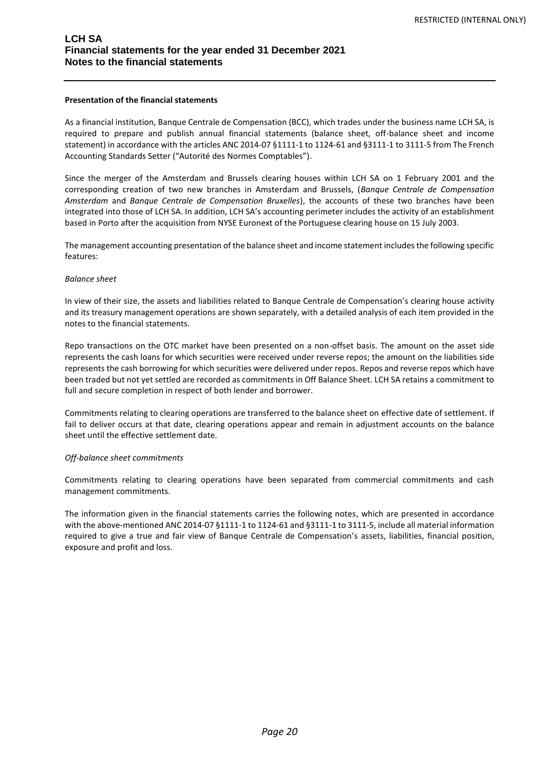**Presentation of the financial statements**

As a financial institution, Banque Centrale de Compensation (BCC), which trades under the business name LCH SA, is required to prepare and publish annual financial statements (balance sheet, off-balance sheet and income statement) in accordance with the articles ANC 2014-07 §1111-1 to 1124-61 and §3111-1 to 3111-5 from The French Accounting Standards Setter ("Autorité des Normes Comptables").

Since the merger of the Amsterdam and Brussels clearing houses within LCH SA on 1 February 2001 and the corresponding creation of two new branches in Amsterdam and Brussels, (*Banque Centrale de Compensation Amsterdam* and *Banque Centrale de Compensation Bruxelles*), the accounts of these two branches have been integrated into those of LCH SA. In addition, LCH SA's accounting perimeter includes the activity of an establishment based in Porto after the acquisition from NYSE Euronext of the Portuguese clearing house on 15 July 2003.

The management accounting presentation of the balance sheet and income statement includes the following specific features:

*Balance sheet*

In view of their size, the assets and liabilities related to Banque Centrale de Compensation's clearing house activity and its treasury management operations are shown separately, with a detailed analysis of each item provided in the notes to the financial statements.

Repo transactions on the OTC market have been presented on a non-offset basis. The amount on the asset side represents the cash loans for which securities were received under reverse repos; the amount on the liabilities side represents the cash borrowing for which securities were delivered under repos. Repos and reverse repos which have been traded but not yet settled are recorded as commitments in Off Balance Sheet. LCH SA retains a commitment to full and secure completion in respect of both lender and borrower.

Commitments relating to clearing operations are transferred to the balance sheet on effective date of settlement. If fail to deliver occurs at that date, clearing operations appear and remain in adjustment accounts on the balance sheet until the effective settlement date.

*Off-balance sheet commitments*

Commitments relating to clearing operations have been separated from commercial commitments and cash management commitments.

The information given in the financial statements carries the following notes, which are presented in accordance with the above-mentioned ANC 2014-07 §1111-1 to 1124-61 and §3111-1 to 3111-5, include all material information required to give a true and fair view of Banque Centrale de Compensation's assets, liabilities, financial position, exposure and profit and loss.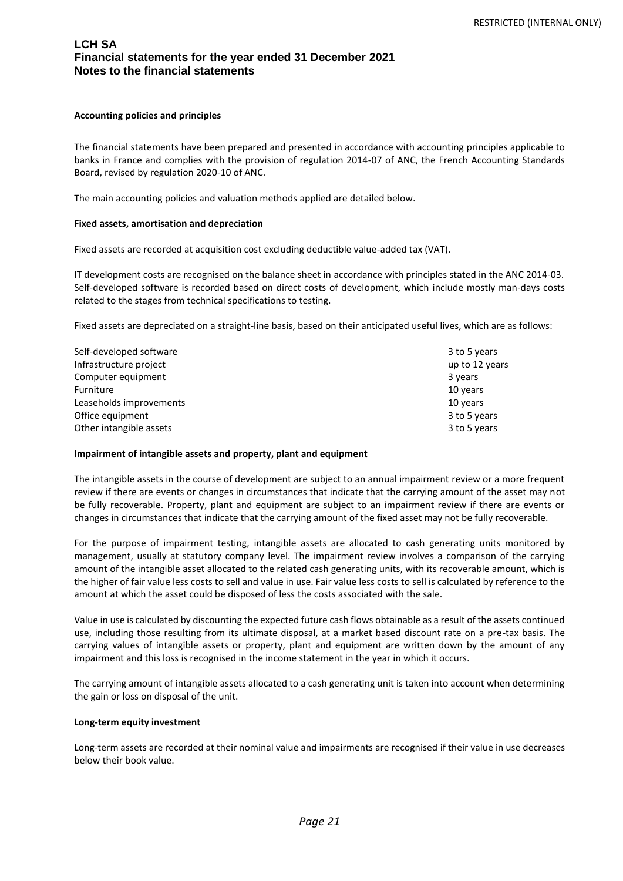# LCH SA
## Financial statements for the year ended 31 December 2021
## Notes to the financial statements

**Accounting policies and principles**

The financial statements have been prepared and presented in accordance with accounting principles applicable to banks in France and complies with the provision of regulation 2014-07 of ANC, the French Accounting Standards Board, revised by regulation 2020-10 of ANC.

The main accounting policies and valuation methods applied are detailed below.

**Fixed assets, amortisation and depreciation**

Fixed assets are recorded at acquisition cost excluding deductible value-added tax (VAT).

IT development costs are recognised on the balance sheet in accordance with principles stated in the ANC 2014-03. Self-developed software is recorded based on direct costs of development, which include mostly man-days costs related to the stages from technical specifications to testing.

Fixed assets are depreciated on a straight-line basis, based on their anticipated useful lives, which are as follows:

| | |
|---|---|
| Self-developed software | 3 to 5 years |
| Infrastructure project | up to 12 years |
| Computer equipment | 3 years |
| Furniture | 10 years |
| Leaseholds improvements | 10 years |
| Office equipment | 3 to 5 years |
| Other intangible assets | 3 to 5 years |

**Impairment of intangible assets and property, plant and equipment**

The intangible assets in the course of development are subject to an annual impairment review or a more frequent review if there are events or changes in circumstances that indicate that the carrying amount of the asset may not be fully recoverable. Property, plant and equipment are subject to an impairment review if there are events or changes in circumstances that indicate that the carrying amount of the fixed asset may not be fully recoverable.

For the purpose of impairment testing, intangible assets are allocated to cash generating units monitored by management, usually at statutory company level. The impairment review involves a comparison of the carrying amount of the intangible asset allocated to the related cash generating units, with its recoverable amount, which is the higher of fair value less costs to sell and value in use. Fair value less costs to sell is calculated by reference to the amount at which the asset could be disposed of less the costs associated with the sale.

Value in use is calculated by discounting the expected future cash flows obtainable as a result of the assets continued use, including those resulting from its ultimate disposal, at a market based discount rate on a pre-tax basis. The carrying values of intangible assets or property, plant and equipment are written down by the amount of any impairment and this loss is recognised in the income statement in the year in which it occurs.

The carrying amount of intangible assets allocated to a cash generating unit is taken into account when determining the gain or loss on disposal of the unit.

**Long-term equity investment**

Long-term assets are recorded at their nominal value and impairments are recognised if their value in use decreases below their book value.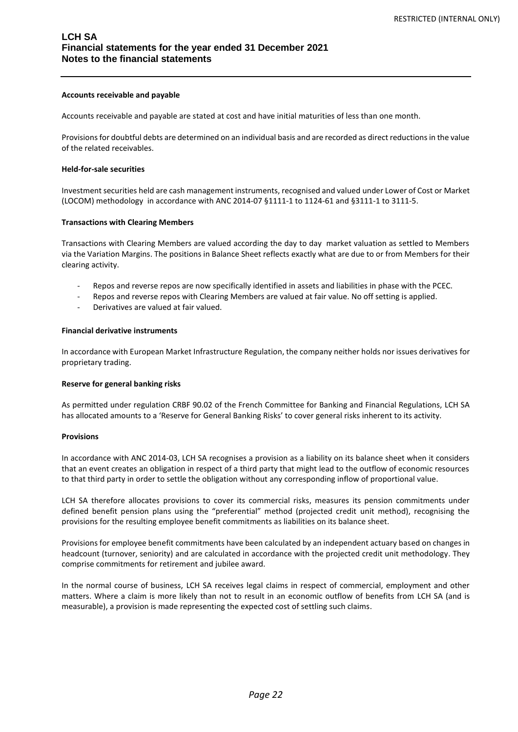#### Accounts receivable and payable

Accounts receivable and payable are stated at cost and have initial maturities of less than one month.

Provisions for doubtful debts are determined on an individual basis and are recorded as direct reductions in the value of the related receivables.

#### Held-for-sale securities

Investment securities held are cash management instruments, recognised and valued under Lower of Cost or Market (LOCOM) methodology in accordance with ANC 2014-07 §1111-1 to 1124-61 and §3111-1 to 3111-5.

#### Transactions with Clearing Members

Transactions with Clearing Members are valued according the day to day market valuation as settled to Members via the Variation Margins. The positions in Balance Sheet reflects exactly what are due to or from Members for their clearing activity.

- Repos and reverse repos are now specifically identified in assets and liabilities in phase with the PCEC.
- Repos and reverse repos with Clearing Members are valued at fair value. No off setting is applied.
- Derivatives are valued at fair valued.

#### Financial derivative instruments

In accordance with European Market Infrastructure Regulation, the company neither holds nor issues derivatives for proprietary trading.

#### Reserve for general banking risks

As permitted under regulation CRBF 90.02 of the French Committee for Banking and Financial Regulations, LCH SA has allocated amounts to a 'Reserve for General Banking Risks' to cover general risks inherent to its activity.

#### Provisions

In accordance with ANC 2014-03, LCH SA recognises a provision as a liability on its balance sheet when it considers that an event creates an obligation in respect of a third party that might lead to the outflow of economic resources to that third party in order to settle the obligation without any corresponding inflow of proportional value.

LCH SA therefore allocates provisions to cover its commercial risks, measures its pension commitments under defined benefit pension plans using the "preferential" method (projected credit unit method), recognising the provisions for the resulting employee benefit commitments as liabilities on its balance sheet.

Provisions for employee benefit commitments have been calculated by an independent actuary based on changes in headcount (turnover, seniority) and are calculated in accordance with the projected credit unit methodology. They comprise commitments for retirement and jubilee award.

In the normal course of business, LCH SA receives legal claims in respect of commercial, employment and other matters. Where a claim is more likely than not to result in an economic outflow of benefits from LCH SA (and is measurable), a provision is made representing the expected cost of settling such claims.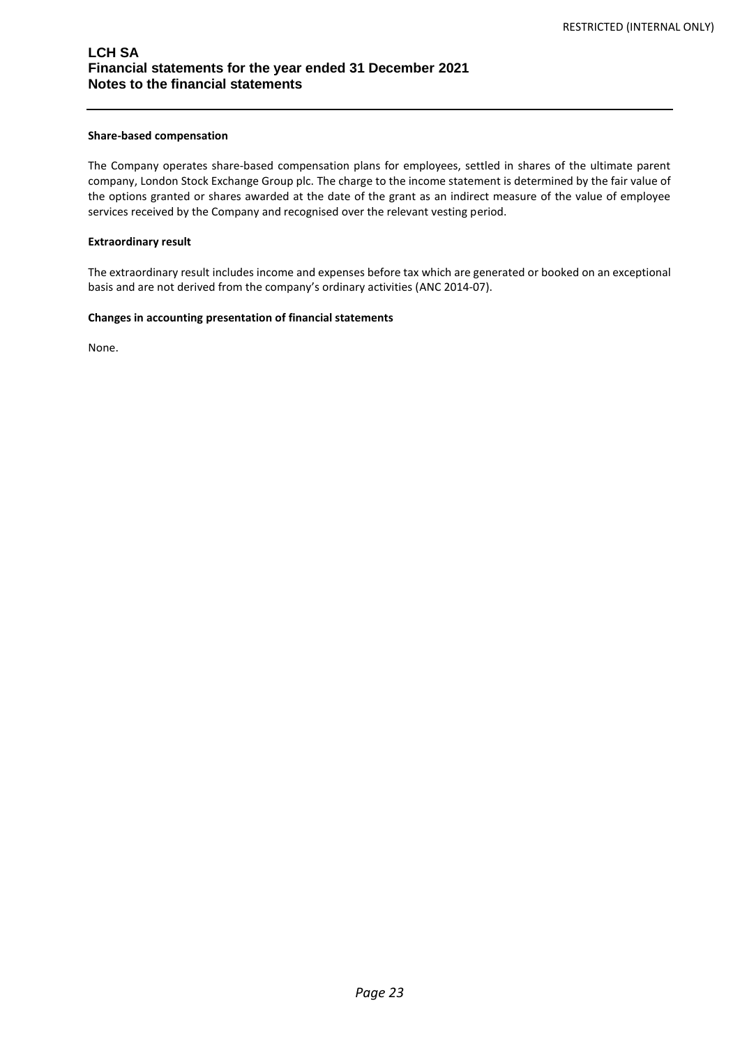**Share-based compensation**

The Company operates share-based compensation plans for employees, settled in shares of the ultimate parent company, London Stock Exchange Group plc. The charge to the income statement is determined by the fair value of the options granted or shares awarded at the date of the grant as an indirect measure of the value of employee services received by the Company and recognised over the relevant vesting period.

**Extraordinary result**

The extraordinary result includes income and expenses before tax which are generated or booked on an exceptional basis and are not derived from the company's ordinary activities (ANC 2014-07).

**Changes in accounting presentation of financial statements**

None.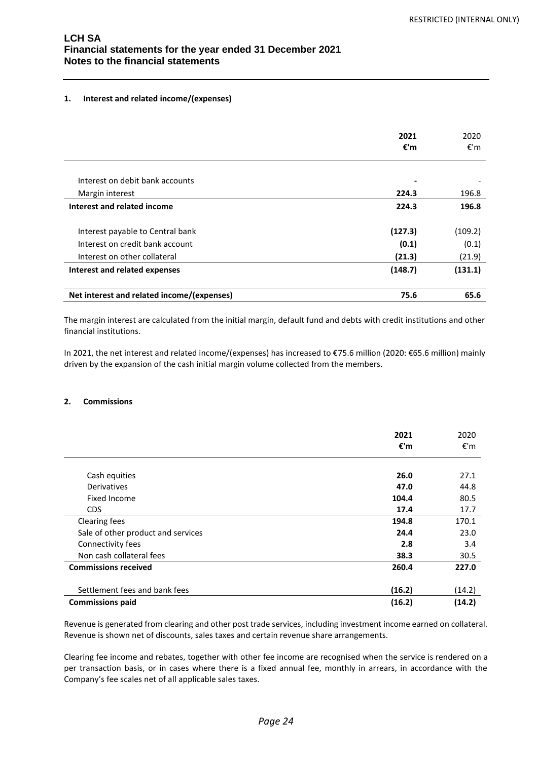**LCH SA**
**Financial statements for the year ended 31 December 2021**
**Notes to the financial statements**

### 1. Interest and related income/(expenses)

| | **2021 €'m** | 2020 €'m |
|---|---|---|
| Interest on debit bank accounts | **-** | - |
| Margin interest | **224.3** | 196.8 |
| **Interest and related income** | **224.3** | **196.8** |
| Interest payable to Central bank | **(127.3)** | (109.2) |
| Interest on credit bank account | **(0.1)** | (0.1) |
| Interest on other collateral | **(21.3)** | (21.9) |
| **Interest and related expenses** | **(148.7)** | **(131.1)** |
| **Net interest and related income/(expenses)** | **75.6** | **65.6** |

The margin interest are calculated from the initial margin, default fund and debts with credit institutions and other financial institutions.

In 2021, the net interest and related income/(expenses) has increased to €75.6 million (2020: €65.6 million) mainly driven by the expansion of the cash initial margin volume collected from the members.

### 2. Commissions

| | **2021 €'m** | 2020 €'m |
|---|---|---|
| Cash equities | **26.0** | 27.1 |
| Derivatives | **47.0** | 44.8 |
| Fixed Income | **104.4** | 80.5 |
| CDS | **17.4** | 17.7 |
| Clearing fees | **194.8** | 170.1 |
| Sale of other product and services | **24.4** | 23.0 |
| Connectivity fees | **2.8** | 3.4 |
| Non cash collateral fees | **38.3** | 30.5 |
| **Commissions received** | **260.4** | **227.0** |
| Settlement fees and bank fees | **(16.2)** | (14.2) |
| **Commissions paid** | **(16.2)** | **(14.2)** |

Revenue is generated from clearing and other post trade services, including investment income earned on collateral. Revenue is shown net of discounts, sales taxes and certain revenue share arrangements.

Clearing fee income and rebates, together with other fee income are recognised when the service is rendered on a per transaction basis, or in cases where there is a fixed annual fee, monthly in arrears, in accordance with the Company's fee scales net of all applicable sales taxes.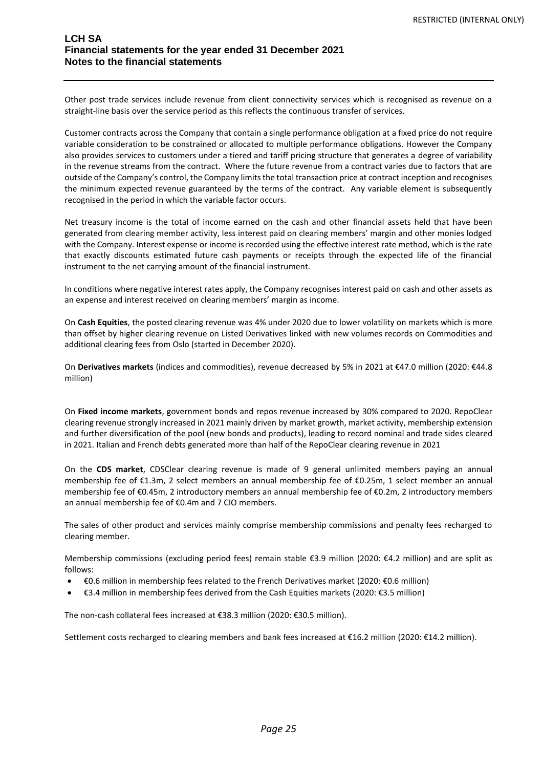Other post trade services include revenue from client connectivity services which is recognised as revenue on a straight-line basis over the service period as this reflects the continuous transfer of services.

Customer contracts across the Company that contain a single performance obligation at a fixed price do not require variable consideration to be constrained or allocated to multiple performance obligations. However the Company also provides services to customers under a tiered and tariff pricing structure that generates a degree of variability in the revenue streams from the contract. Where the future revenue from a contract varies due to factors that are outside of the Company's control, the Company limits the total transaction price at contract inception and recognises the minimum expected revenue guaranteed by the terms of the contract. Any variable element is subsequently recognised in the period in which the variable factor occurs.

Net treasury income is the total of income earned on the cash and other financial assets held that have been generated from clearing member activity, less interest paid on clearing members' margin and other monies lodged with the Company. Interest expense or income is recorded using the effective interest rate method, which is the rate that exactly discounts estimated future cash payments or receipts through the expected life of the financial instrument to the net carrying amount of the financial instrument.

In conditions where negative interest rates apply, the Company recognises interest paid on cash and other assets as an expense and interest received on clearing members' margin as income.

On **Cash Equities**, the posted clearing revenue was 4% under 2020 due to lower volatility on markets which is more than offset by higher clearing revenue on Listed Derivatives linked with new volumes records on Commodities and additional clearing fees from Oslo (started in December 2020).

On **Derivatives markets** (indices and commodities), revenue decreased by 5% in 2021 at €47.0 million (2020: €44.8 million)

On **Fixed income markets**, government bonds and repos revenue increased by 30% compared to 2020. RepoClear clearing revenue strongly increased in 2021 mainly driven by market growth, market activity, membership extension and further diversification of the pool (new bonds and products), leading to record nominal and trade sides cleared in 2021. Italian and French debts generated more than half of the RepoClear clearing revenue in 2021

On the **CDS market**, CDSClear clearing revenue is made of 9 general unlimited members paying an annual membership fee of €1.3m, 2 select members an annual membership fee of €0.25m, 1 select member an annual membership fee of €0.45m, 2 introductory members an annual membership fee of €0.2m, 2 introductory members an annual membership fee of €0.4m and 7 CIO members.

The sales of other product and services mainly comprise membership commissions and penalty fees recharged to clearing member.

Membership commissions (excluding period fees) remain stable €3.9 million (2020: €4.2 million) and are split as follows:

- €0.6 million in membership fees related to the French Derivatives market (2020: €0.6 million)
- €3.4 million in membership fees derived from the Cash Equities markets (2020: €3.5 million)

The non-cash collateral fees increased at €38.3 million (2020: €30.5 million).

Settlement costs recharged to clearing members and bank fees increased at €16.2 million (2020: €14.2 million).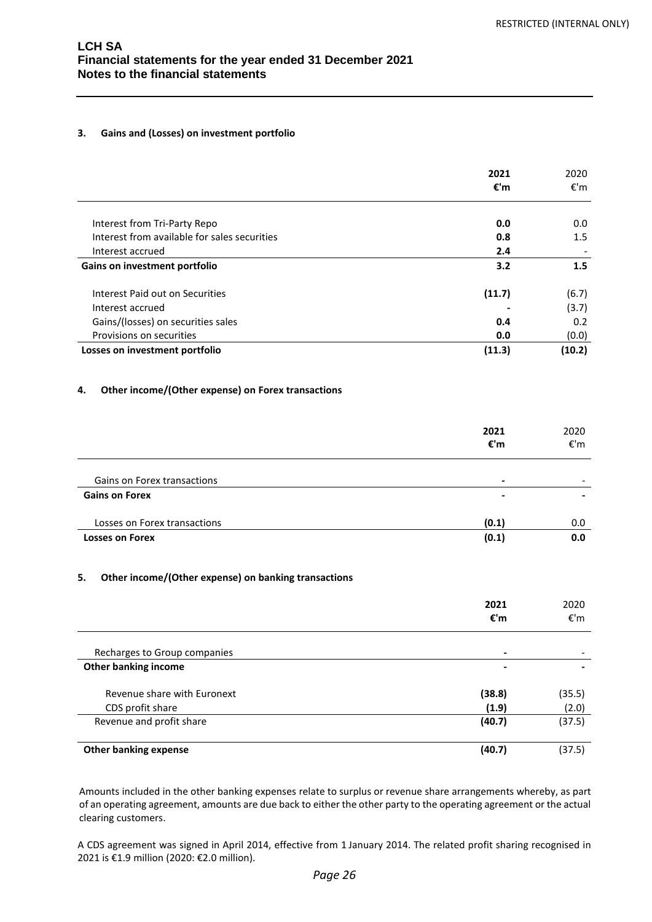### 3. Gains and (Losses) on investment portfolio

| | 2021 €'m | 2020 €'m |
|---|---|---|
| Interest from Tri-Party Repo | 0.0 | 0.0 |
| Interest from available for sales securities | 0.8 | 1.5 |
| Interest accrued | 2.4 | - |
| **Gains on investment portfolio** | **3.2** | **1.5** |
| Interest Paid out on Securities | (11.7) | (6.7) |
| Interest accrued | - | (3.7) |
| Gains/(losses) on securities sales | 0.4 | 0.2 |
| Provisions on securities | 0.0 | (0.0) |
| **Losses on investment portfolio** | **(11.3)** | **(10.2)** |

### 4. Other income/(Other expense) on Forex transactions

| | 2021 €'m | 2020 €'m |
|---|---|---|
| Gains on Forex transactions | - | - |
| **Gains on Forex** | **-** | **-** |
| Losses on Forex transactions | (0.1) | 0.0 |
| **Losses on Forex** | **(0.1)** | **0.0** |

### 5. Other income/(Other expense) on banking transactions

| | 2021 €'m | 2020 €'m |
|---|---|---|
| Recharges to Group companies | - | - |
| **Other banking income** | **-** | **-** |
| Revenue share with Euronext | (38.8) | (35.5) |
| CDS profit share | (1.9) | (2.0) |
| Revenue and profit share | (40.7) | (37.5) |
| **Other banking expense** | **(40.7)** | (37.5) |

Amounts included in the other banking expenses relate to surplus or revenue share arrangements whereby, as part of an operating agreement, amounts are due back to either the other party to the operating agreement or the actual clearing customers.

A CDS agreement was signed in April 2014, effective from 1 January 2014. The related profit sharing recognised in 2021 is €1.9 million (2020: €2.0 million).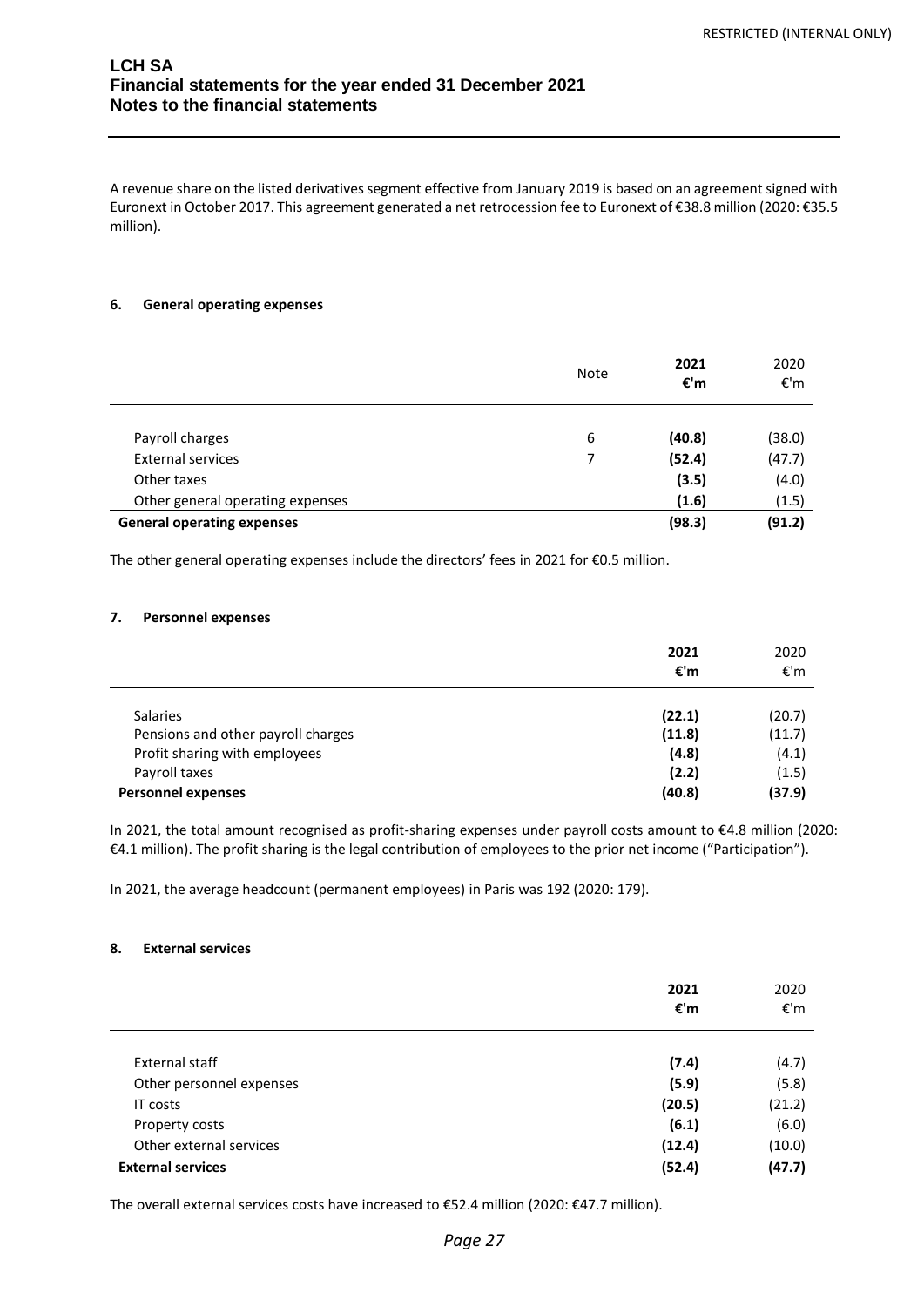A revenue share on the listed derivatives segment effective from January 2019 is based on an agreement signed with Euronext in October 2017. This agreement generated a net retrocession fee to Euronext of €38.8 million (2020: €35.5 million).

### 6. General operating expenses

| | Note | **2021 €'m** | 2020 €'m |
|---|---|---|---|
| Payroll charges | 6 | **(40.8)** | (38.0) |
| External services | 7 | **(52.4)** | (47.7) |
| Other taxes | | **(3.5)** | (4.0) |
| Other general operating expenses | | **(1.6)** | (1.5) |
| **General operating expenses** | | **(98.3)** | **(91.2)** |

The other general operating expenses include the directors' fees in 2021 for €0.5 million.

### 7. Personnel expenses

| | **2021 €'m** | 2020 €'m |
|---|---|---|
| Salaries | **(22.1)** | (20.7) |
| Pensions and other payroll charges | **(11.8)** | (11.7) |
| Profit sharing with employees | **(4.8)** | (4.1) |
| Payroll taxes | **(2.2)** | (1.5) |
| **Personnel expenses** | **(40.8)** | **(37.9)** |

In 2021, the total amount recognised as profit-sharing expenses under payroll costs amount to €4.8 million (2020: €4.1 million). The profit sharing is the legal contribution of employees to the prior net income ("Participation").

In 2021, the average headcount (permanent employees) in Paris was 192 (2020: 179).

### 8. External services

| | **2021 €'m** | 2020 €'m |
|---|---|---|
| External staff | **(7.4)** | (4.7) |
| Other personnel expenses | **(5.9)** | (5.8) |
| IT costs | **(20.5)** | (21.2) |
| Property costs | **(6.1)** | (6.0) |
| Other external services | **(12.4)** | (10.0) |
| **External services** | **(52.4)** | **(47.7)** |

The overall external services costs have increased to €52.4 million (2020: €47.7 million).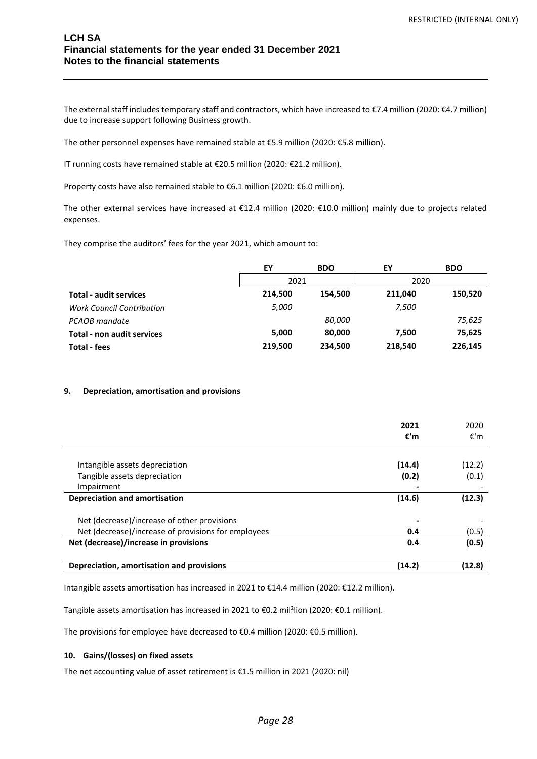The external staff includes temporary staff and contractors, which have increased to €7.4 million (2020: €4.7 million) due to increase support following Business growth.

The other personnel expenses have remained stable at €5.9 million (2020: €5.8 million).

IT running costs have remained stable at €20.5 million (2020: €21.2 million).

Property costs have also remained stable to €6.1 million (2020: €6.0 million).

The other external services have increased at €12.4 million (2020: €10.0 million) mainly due to projects related expenses.

They comprise the auditors' fees for the year 2021, which amount to:

| | EY | BDO | EY | BDO |
|---|---|---|---|---|
| | 2021 | | 2020 | |
| **Total - audit services** | **214,500** | **154,500** | **211,040** | **150,520** |
| *Work Council Contribution* | *5,000* | | *7,500* | |
| *PCAOB mandate* | | *80,000* | | *75,625* |
| **Total - non audit services** | **5,000** | **80,000** | **7,500** | **75,625** |
| **Total - fees** | **219,500** | **234,500** | **218,540** | **226,145** |

#### 9. Depreciation, amortisation and provisions

| | 2021 €'m | 2020 €'m |
|---|---|---|
| Intangible assets depreciation | **(14.4)** | (12.2) |
| Tangible assets depreciation | **(0.2)** | (0.1) |
| Impairment | **-** | - |
| **Depreciation and amortisation** | **(14.6)** | **(12.3)** |
| Net (decrease)/increase of other provisions | **-** | - |
| Net (decrease)/increase of provisions for employees | **0.4** | (0.5) |
| **Net (decrease)/increase in provisions** | **0.4** | **(0.5)** |
| **Depreciation, amortisation and provisions** | **(14.2)** | **(12.8)** |

Intangible assets amortisation has increased in 2021 to €14.4 million (2020: €12.2 million).

Tangible assets amortisation has increased in 2021 to €0.2 mil²lion (2020: €0.1 million).

The provisions for employee have decreased to €0.4 million (2020: €0.5 million).

#### 10. Gains/(losses) on fixed assets

The net accounting value of asset retirement is €1.5 million in 2021 (2020: nil)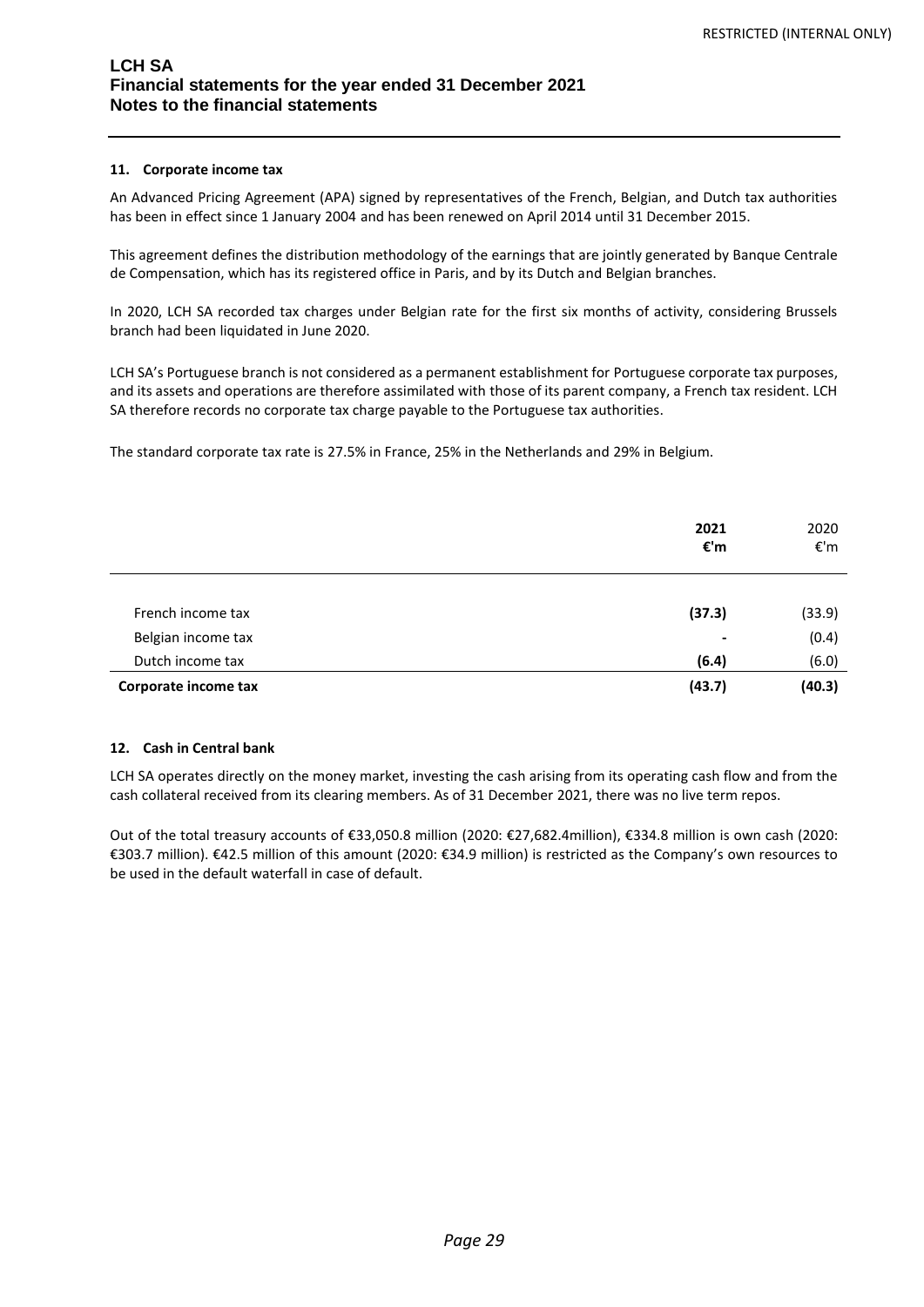## 11. Corporate income tax

An Advanced Pricing Agreement (APA) signed by representatives of the French, Belgian, and Dutch tax authorities has been in effect since 1 January 2004 and has been renewed on April 2014 until 31 December 2015.

This agreement defines the distribution methodology of the earnings that are jointly generated by Banque Centrale de Compensation, which has its registered office in Paris, and by its Dutch and Belgian branches.

In 2020, LCH SA recorded tax charges under Belgian rate for the first six months of activity, considering Brussels branch had been liquidated in June 2020.

LCH SA's Portuguese branch is not considered as a permanent establishment for Portuguese corporate tax purposes, and its assets and operations are therefore assimilated with those of its parent company, a French tax resident. LCH SA therefore records no corporate tax charge payable to the Portuguese tax authorities.

The standard corporate tax rate is 27.5% in France, 25% in the Netherlands and 29% in Belgium.

| | **2021** | 2020 |
|---|---|---|
| | **€'m** | €'m |
| French income tax | **(37.3)** | (33.9) |
| Belgian income tax | **-** | (0.4) |
| Dutch income tax | **(6.4)** | (6.0) |
| **Corporate income tax** | **(43.7)** | **(40.3)** |

## 12. Cash in Central bank

LCH SA operates directly on the money market, investing the cash arising from its operating cash flow and from the cash collateral received from its clearing members. As of 31 December 2021, there was no live term repos.

Out of the total treasury accounts of €33,050.8 million (2020: €27,682.4million), €334.8 million is own cash (2020: €303.7 million). €42.5 million of this amount (2020: €34.9 million) is restricted as the Company's own resources to be used in the default waterfall in case of default.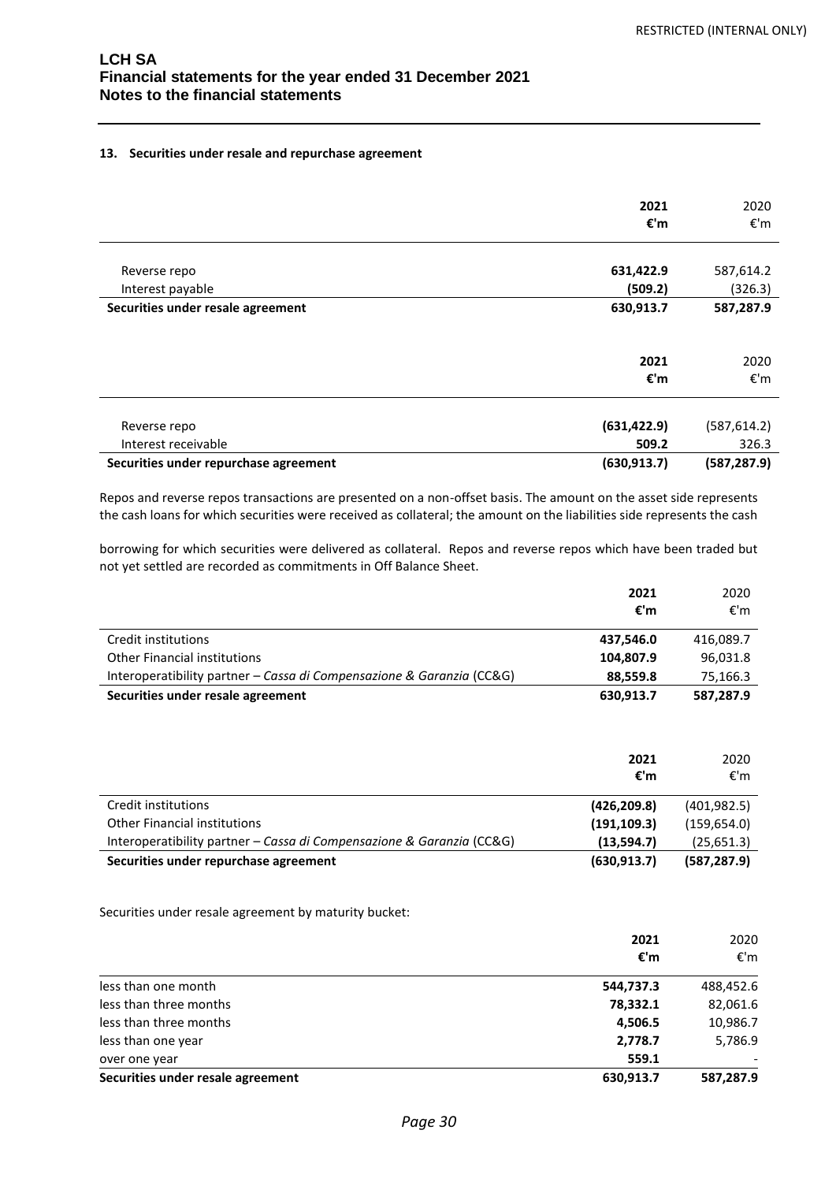### 13. Securities under resale and repurchase agreement

| | 2021 €'m | 2020 €'m |
|---|---|---|
| Reverse repo | **631,422.9** | 587,614.2 |
| Interest payable | **(509.2)** | (326.3) |
| **Securities under resale agreement** | **630,913.7** | **587,287.9** |

| | 2021 €'m | 2020 €'m |
|---|---|---|
| Reverse repo | **(631,422.9)** | (587,614.2) |
| Interest receivable | **509.2** | 326.3 |
| **Securities under repurchase agreement** | **(630,913.7)** | **(587,287.9)** |

Repos and reverse repos transactions are presented on a non-offset basis. The amount on the asset side represents the cash loans for which securities were received as collateral; the amount on the liabilities side represents the cash borrowing for which securities were delivered as collateral. Repos and reverse repos which have been traded but not yet settled are recorded as commitments in Off Balance Sheet.

| | 2021 €'m | 2020 €'m |
|---|---|---|
| Credit institutions | **437,546.0** | 416,089.7 |
| Other Financial institutions | **104,807.9** | 96,031.8 |
| Interoperatibility partner – *Cassa di Compensazione & Garanzia* (CC&G) | **88,559.8** | 75,166.3 |
| **Securities under resale agreement** | **630,913.7** | **587,287.9** |

| | 2021 €'m | 2020 €'m |
|---|---|---|
| Credit institutions | **(426,209.8)** | (401,982.5) |
| Other Financial institutions | **(191,109.3)** | (159,654.0) |
| Interoperatibility partner – *Cassa di Compensazione & Garanzia* (CC&G) | **(13,594.7)** | (25,651.3) |
| **Securities under repurchase agreement** | **(630,913.7)** | **(587,287.9)** |

Securities under resale agreement by maturity bucket:

| | 2021 €'m | 2020 €'m |
|---|---|---|
| less than one month | **544,737.3** | 488,452.6 |
| less than three months | **78,332.1** | 82,061.6 |
| less than three months | **4,506.5** | 10,986.7 |
| less than one year | **2,778.7** | 5,786.9 |
| over one year | **559.1** | - |
| **Securities under resale agreement** | **630,913.7** | **587,287.9** |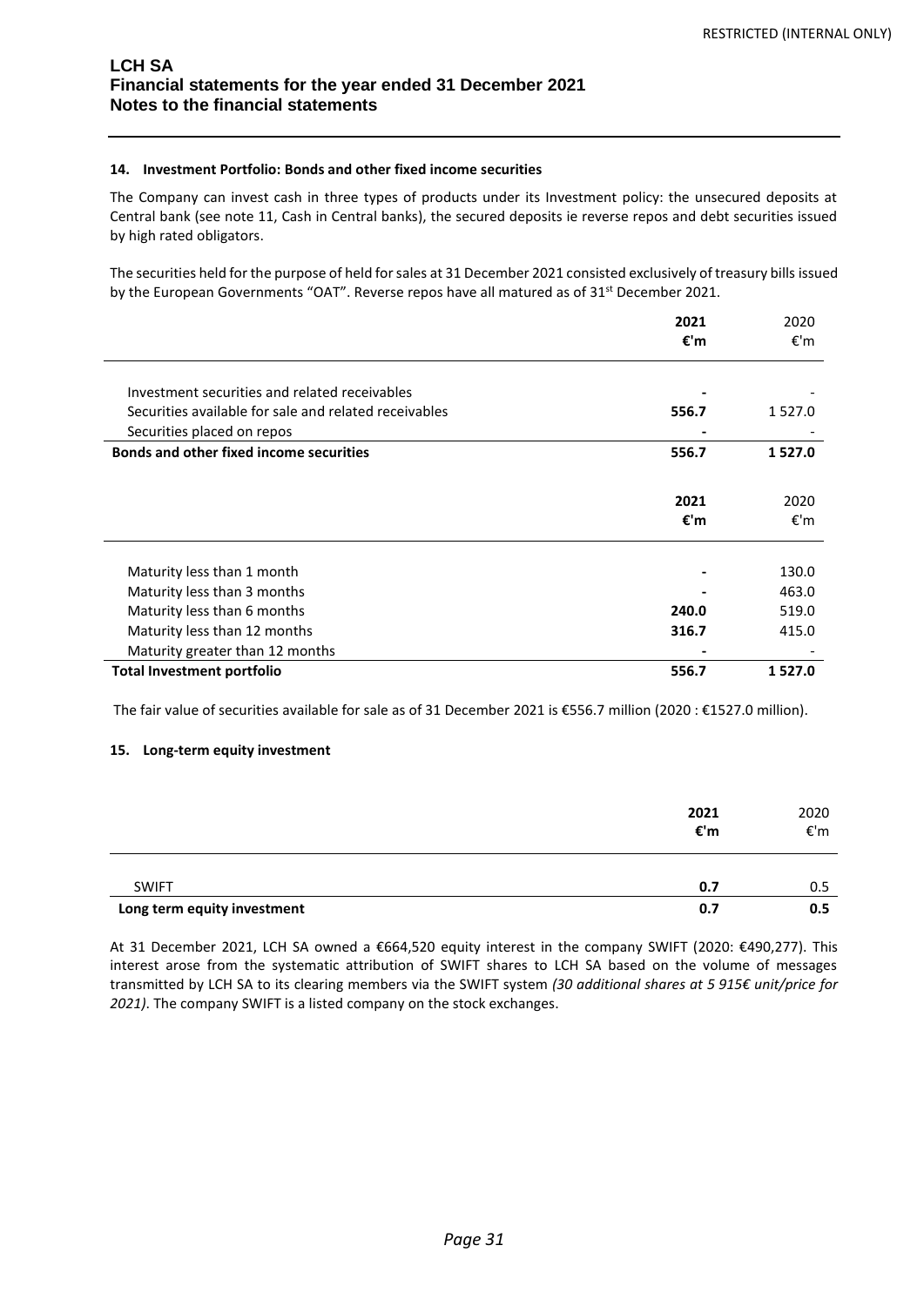### 14. Investment Portfolio: Bonds and other fixed income securities

The Company can invest cash in three types of products under its Investment policy: the unsecured deposits at Central bank (see note 11, Cash in Central banks), the secured deposits ie reverse repos and debt securities issued by high rated obligators.

The securities held for the purpose of held for sales at 31 December 2021 consisted exclusively of treasury bills issued by the European Governments "OAT". Reverse repos have all matured as of 31st December 2021.

| | **2021** | 2020 |
|---|---|---|
| | **€'m** | €'m |
| Investment securities and related receivables | **-** | - |
| Securities available for sale and related receivables | **556.7** | 1 527.0 |
| Securities placed on repos | **-** | - |
| **Bonds and other fixed income securities** | **556.7** | **1 527.0** |

| | **2021** | 2020 |
|---|---|---|
| | **€'m** | €'m |
| Maturity less than 1 month | **-** | 130.0 |
| Maturity less than 3 months | **-** | 463.0 |
| Maturity less than 6 months | **240.0** | 519.0 |
| Maturity less than 12 months | **316.7** | 415.0 |
| Maturity greater than 12 months | **-** | - |
| **Total Investment portfolio** | **556.7** | **1 527.0** |

The fair value of securities available for sale as of 31 December 2021 is €556.7 million (2020 : €1527.0 million).

### 15. Long-term equity investment

| | **2021** | 2020 |
|---|---|---|
| | **€'m** | €'m |
| SWIFT | **0.7** | 0.5 |
| **Long term equity investment** | **0.7** | **0.5** |

At 31 December 2021, LCH SA owned a €664,520 equity interest in the company SWIFT (2020: €490,277). This interest arose from the systematic attribution of SWIFT shares to LCH SA based on the volume of messages transmitted by LCH SA to its clearing members via the SWIFT system *(30 additional shares at 5 915€ unit/price for 2021)*. The company SWIFT is a listed company on the stock exchanges.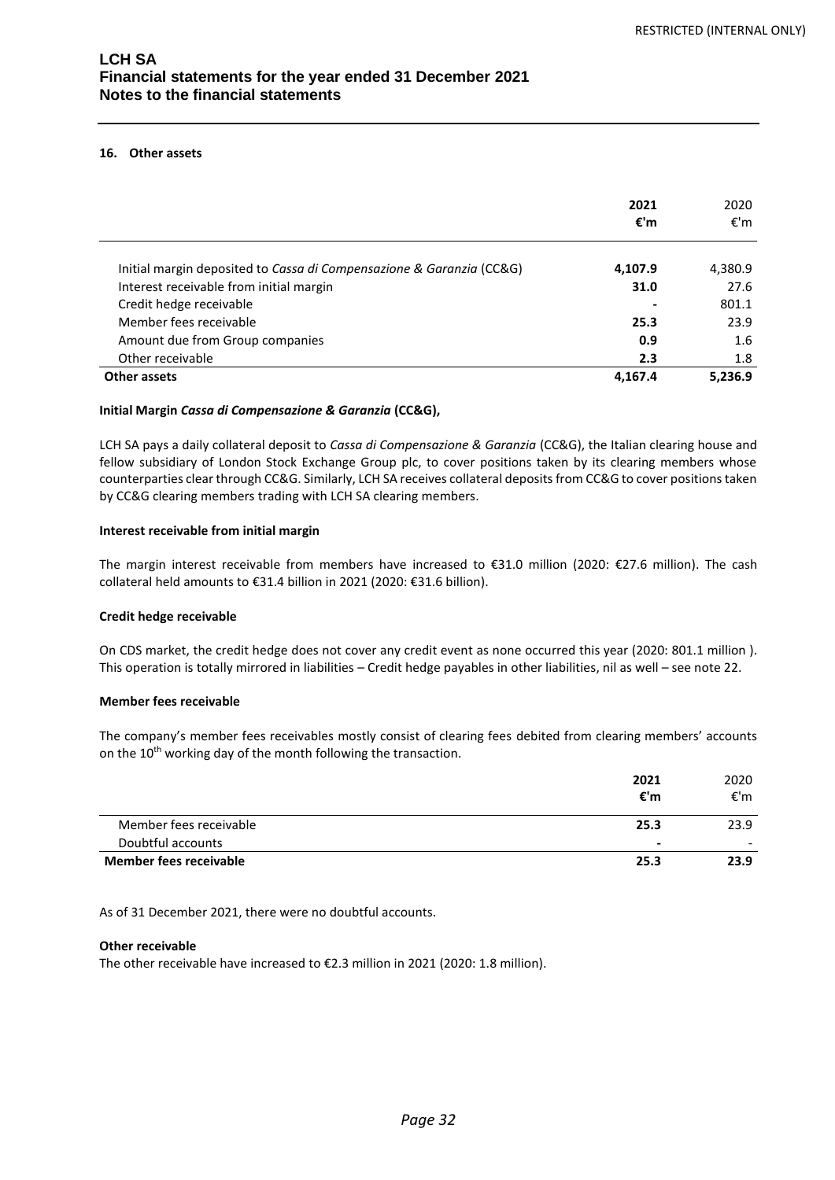### 16. Other assets

| | 2021 €'m | 2020 €'m |
|---|---|---|
| Initial margin deposited to *Cassa di Compensazione & Garanzia* (CC&G) | **4,107.9** | 4,380.9 |
| Interest receivable from initial margin | **31.0** | 27.6 |
| Credit hedge receivable | **-** | 801.1 |
| Member fees receivable | **25.3** | 23.9 |
| Amount due from Group companies | **0.9** | 1.6 |
| Other receivable | **2.3** | 1.8 |
| **Other assets** | **4,167.4** | **5,236.9** |

**Initial Margin *Cassa di Compensazione & Garanzia* (CC&G),**

LCH SA pays a daily collateral deposit to *Cassa di Compensazione & Garanzia* (CC&G), the Italian clearing house and fellow subsidiary of London Stock Exchange Group plc, to cover positions taken by its clearing members whose counterparties clear through CC&G. Similarly, LCH SA receives collateral deposits from CC&G to cover positions taken by CC&G clearing members trading with LCH SA clearing members.

**Interest receivable from initial margin**

The margin interest receivable from members have increased to €31.0 million (2020: €27.6 million). The cash collateral held amounts to €31.4 billion in 2021 (2020: €31.6 billion).

**Credit hedge receivable**

On CDS market, the credit hedge does not cover any credit event as none occurred this year (2020: 801.1 million ). This operation is totally mirrored in liabilities – Credit hedge payables in other liabilities, nil as well – see note 22.

**Member fees receivable**

The company's member fees receivables mostly consist of clearing fees debited from clearing members' accounts on the 10th working day of the month following the transaction.

| | 2021 €'m | 2020 €'m |
|---|---|---|
| Member fees receivable | **25.3** | 23.9 |
| Doubtful accounts | **-** | - |
| **Member fees receivable** | **25.3** | **23.9** |

As of 31 December 2021, there were no doubtful accounts.

**Other receivable**

The other receivable have increased to €2.3 million in 2021 (2020: 1.8 million).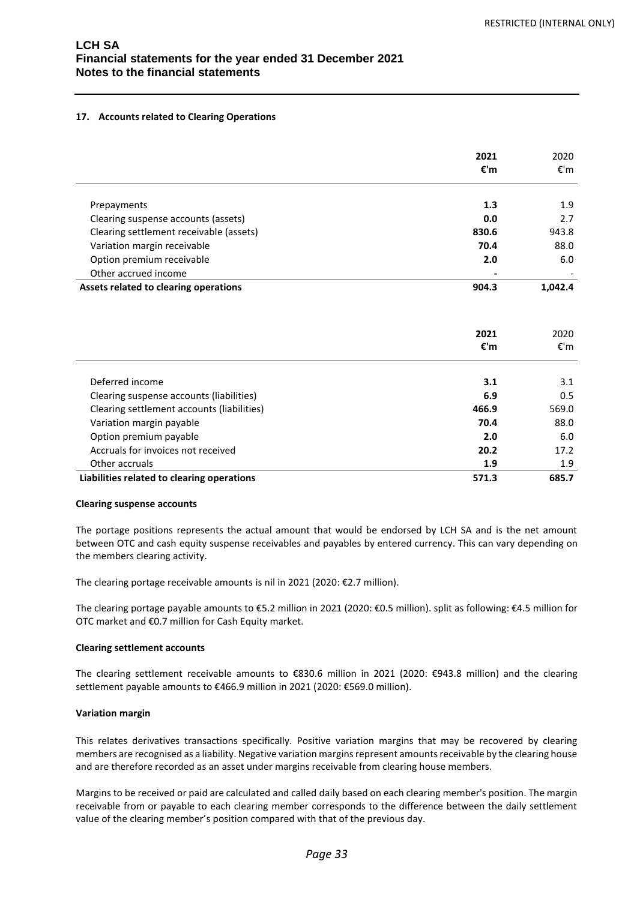### 17. Accounts related to Clearing Operations

| | **2021** **€'m** | 2020 €'m |
|---|---|---|
| Prepayments | **1.3** | 1.9 |
| Clearing suspense accounts (assets) | **0.0** | 2.7 |
| Clearing settlement receivable (assets) | **830.6** | 943.8 |
| Variation margin receivable | **70.4** | 88.0 |
| Option premium receivable | **2.0** | 6.0 |
| Other accrued income | **-** | - |
| **Assets related to clearing operations** | **904.3** | **1,042.4** |

| | **2021** **€'m** | 2020 €'m |
|---|---|---|
| Deferred income | **3.1** | 3.1 |
| Clearing suspense accounts (liabilities) | **6.9** | 0.5 |
| Clearing settlement accounts (liabilities) | **466.9** | 569.0 |
| Variation margin payable | **70.4** | 88.0 |
| Option premium payable | **2.0** | 6.0 |
| Accruals for invoices not received | **20.2** | 17.2 |
| Other accruals | **1.9** | 1.9 |
| **Liabilities related to clearing operations** | **571.3** | **685.7** |

**Clearing suspense accounts**

The portage positions represents the actual amount that would be endorsed by LCH SA and is the net amount between OTC and cash equity suspense receivables and payables by entered currency. This can vary depending on the members clearing activity.

The clearing portage receivable amounts is nil in 2021 (2020: €2.7 million).

The clearing portage payable amounts to €5.2 million in 2021 (2020: €0.5 million). split as following: €4.5 million for OTC market and €0.7 million for Cash Equity market.

**Clearing settlement accounts**

The clearing settlement receivable amounts to €830.6 million in 2021 (2020: €943.8 million) and the clearing settlement payable amounts to €466.9 million in 2021 (2020: €569.0 million).

**Variation margin**

This relates derivatives transactions specifically. Positive variation margins that may be recovered by clearing members are recognised as a liability. Negative variation margins represent amounts receivable by the clearing house and are therefore recorded as an asset under margins receivable from clearing house members.

Margins to be received or paid are calculated and called daily based on each clearing member's position. The margin receivable from or payable to each clearing member corresponds to the difference between the daily settlement value of the clearing member's position compared with that of the previous day.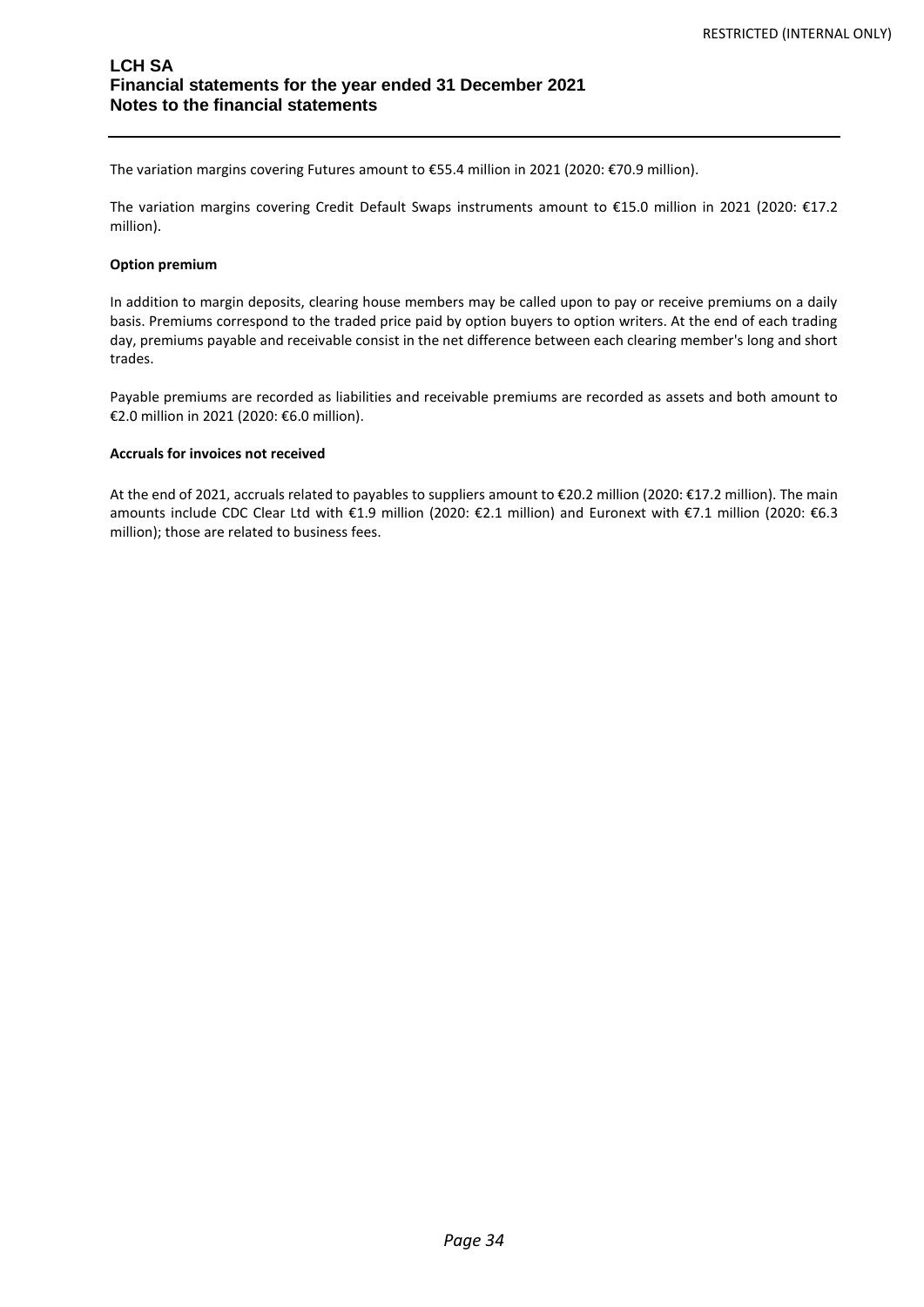The variation margins covering Futures amount to €55.4 million in 2021 (2020: €70.9 million).

The variation margins covering Credit Default Swaps instruments amount to €15.0 million in 2021 (2020: €17.2 million).

**Option premium**

In addition to margin deposits, clearing house members may be called upon to pay or receive premiums on a daily basis. Premiums correspond to the traded price paid by option buyers to option writers. At the end of each trading day, premiums payable and receivable consist in the net difference between each clearing member's long and short trades.

Payable premiums are recorded as liabilities and receivable premiums are recorded as assets and both amount to €2.0 million in 2021 (2020: €6.0 million).

**Accruals for invoices not received**

At the end of 2021, accruals related to payables to suppliers amount to €20.2 million (2020: €17.2 million). The main amounts include CDC Clear Ltd with €1.9 million (2020: €2.1 million) and Euronext with €7.1 million (2020: €6.3 million); those are related to business fees.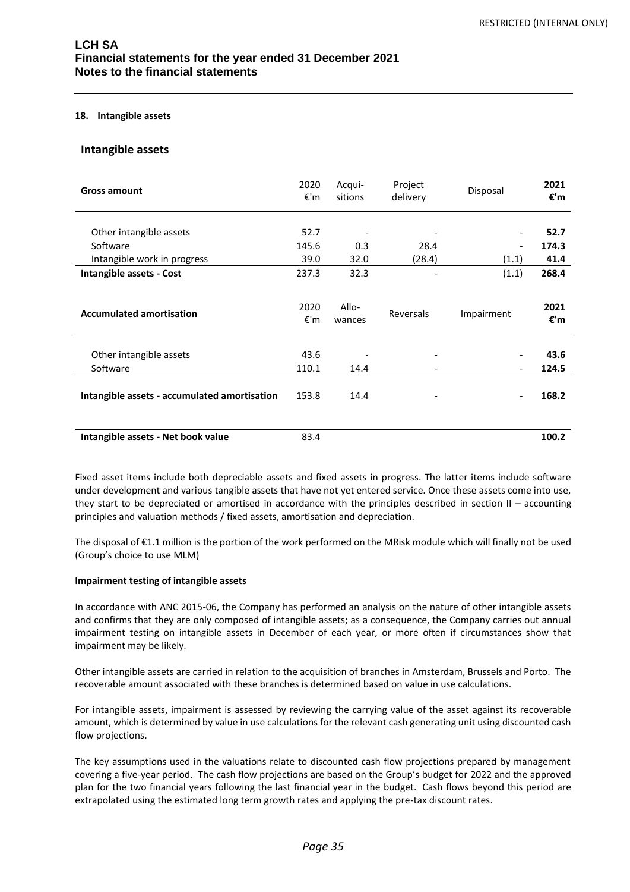**18. Intangible assets**

## Intangible assets

| Gross amount | 2020 €'m | Acqui-sitions | Project delivery | Disposal | **2021 €'m** |
|---|---|---|---|---|---|
| Other intangible assets | 52.7 | - | - | - | **52.7** |
| Software | 145.6 | 0.3 | 28.4 | - | **174.3** |
| Intangible work in progress | 39.0 | 32.0 | (28.4) | (1.1) | **41.4** |
| **Intangible assets - Cost** | 237.3 | 32.3 | - | (1.1) | **268.4** |
| **Accumulated amortisation** | 2020 €'m | Allo-wances | Reversals | Impairment | **2021 €'m** |
| Other intangible assets | 43.6 | - | - | - | **43.6** |
| Software | 110.1 | 14.4 | - | - | **124.5** |
| **Intangible assets - accumulated amortisation** | 153.8 | 14.4 | - | - | **168.2** |
| **Intangible assets - Net book value** | 83.4 | | | | **100.2** |

Fixed asset items include both depreciable assets and fixed assets in progress. The latter items include software under development and various tangible assets that have not yet entered service. Once these assets come into use, they start to be depreciated or amortised in accordance with the principles described in section II – accounting principles and valuation methods / fixed assets, amortisation and depreciation.

The disposal of €1.1 million is the portion of the work performed on the MRisk module which will finally not be used (Group's choice to use MLM)

**Impairment testing of intangible assets**

In accordance with ANC 2015-06, the Company has performed an analysis on the nature of other intangible assets and confirms that they are only composed of intangible assets; as a consequence, the Company carries out annual impairment testing on intangible assets in December of each year, or more often if circumstances show that impairment may be likely.

Other intangible assets are carried in relation to the acquisition of branches in Amsterdam, Brussels and Porto. The recoverable amount associated with these branches is determined based on value in use calculations.

For intangible assets, impairment is assessed by reviewing the carrying value of the asset against its recoverable amount, which is determined by value in use calculations for the relevant cash generating unit using discounted cash flow projections.

The key assumptions used in the valuations relate to discounted cash flow projections prepared by management covering a five-year period. The cash flow projections are based on the Group's budget for 2022 and the approved plan for the two financial years following the last financial year in the budget. Cash flows beyond this period are extrapolated using the estimated long term growth rates and applying the pre-tax discount rates.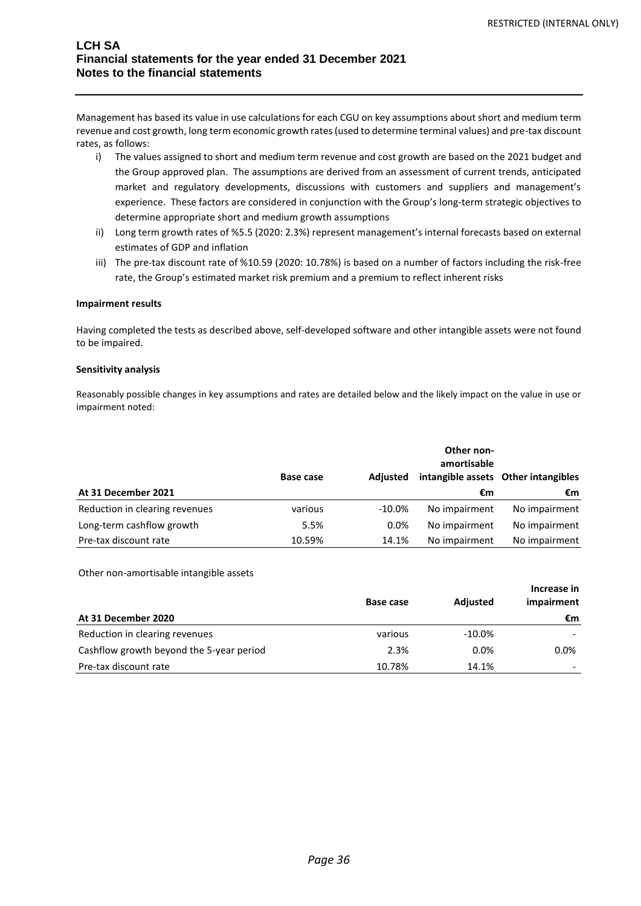Management has based its value in use calculations for each CGU on key assumptions about short and medium term revenue and cost growth, long term economic growth rates (used to determine terminal values) and pre-tax discount rates, as follows:

i) The values assigned to short and medium term revenue and cost growth are based on the 2021 budget and the Group approved plan. The assumptions are derived from an assessment of current trends, anticipated market and regulatory developments, discussions with customers and suppliers and management's experience. These factors are considered in conjunction with the Group's long-term strategic objectives to determine appropriate short and medium growth assumptions

ii) Long term growth rates of %5.5 (2020: 2.3%) represent management's internal forecasts based on external estimates of GDP and inflation

iii) The pre-tax discount rate of %10.59 (2020: 10.78%) is based on a number of factors including the risk-free rate, the Group's estimated market risk premium and a premium to reflect inherent risks

**Impairment results**

Having completed the tests as described above, self-developed software and other intangible assets were not found to be impaired.

**Sensitivity analysis**

Reasonably possible changes in key assumptions and rates are detailed below and the likely impact on the value in use or impairment noted:

| | Base case | Adjusted | Other non-amortisable intangible assets | Other intangibles |
|---|---|---|---|---|
| **At 31 December 2021** | | | **€m** | **€m** |
| Reduction in clearing revenues | various | -10.0% | No impairment | No impairment |
| Long-term cashflow growth | 5.5% | 0.0% | No impairment | No impairment |
| Pre-tax discount rate | 10.59% | 14.1% | No impairment | No impairment |

Other non-amortisable intangible assets

| | Base case | Adjusted | Increase in impairment |
|---|---|---|---|
| **At 31 December 2020** | | | **€m** |
| Reduction in clearing revenues | various | -10.0% | - |
| Cashflow growth beyond the 5-year period | 2.3% | 0.0% | 0.0% |
| Pre-tax discount rate | 10.78% | 14.1% | - |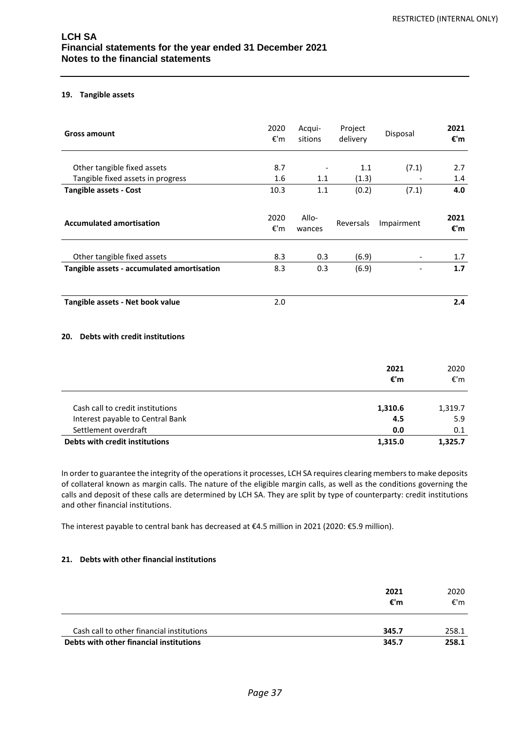## 19. Tangible assets

| Gross amount | 2020 €'m | Acqui-sitions | Project delivery | Disposal | 2021 €'m |
|---|---|---|---|---|---|
| Other tangible fixed assets | 8.7 | - | 1.1 | (7.1) | 2.7 |
| Tangible fixed assets in progress | 1.6 | 1.1 | (1.3) | - | 1.4 |
| **Tangible assets - Cost** | 10.3 | 1.1 | (0.2) | (7.1) | **4.0** |

| Accumulated amortisation | 2020 €'m | Allo-wances | Reversals | Impairment | 2021 €'m |
|---|---|---|---|---|---|
| Other tangible fixed assets | 8.3 | 0.3 | (6.9) | - | 1.7 |
| **Tangible assets - accumulated amortisation** | 8.3 | 0.3 | (6.9) | - | **1.7** |
| | | | | | |
| **Tangible assets - Net book value** | 2.0 | | | | **2.4** |

## 20. Debts with credit institutions

| | 2021 €'m | 2020 €'m |
|---|---|---|
| Cash call to credit institutions | **1,310.6** | 1,319.7 |
| Interest payable to Central Bank | **4.5** | 5.9 |
| Settlement overdraft | **0.0** | 0.1 |
| **Debts with credit institutions** | **1,315.0** | **1,325.7** |

In order to guarantee the integrity of the operations it processes, LCH SA requires clearing members to make deposits of collateral known as margin calls. The nature of the eligible margin calls, as well as the conditions governing the calls and deposit of these calls are determined by LCH SA. They are split by type of counterparty: credit institutions and other financial institutions.

The interest payable to central bank has decreased at €4.5 million in 2021 (2020: €5.9 million).

## 21. Debts with other financial institutions

| | 2021 €'m | 2020 €'m |
|---|---|---|
| Cash call to other financial institutions | **345.7** | 258.1 |
| **Debts with other financial institutions** | **345.7** | **258.1** |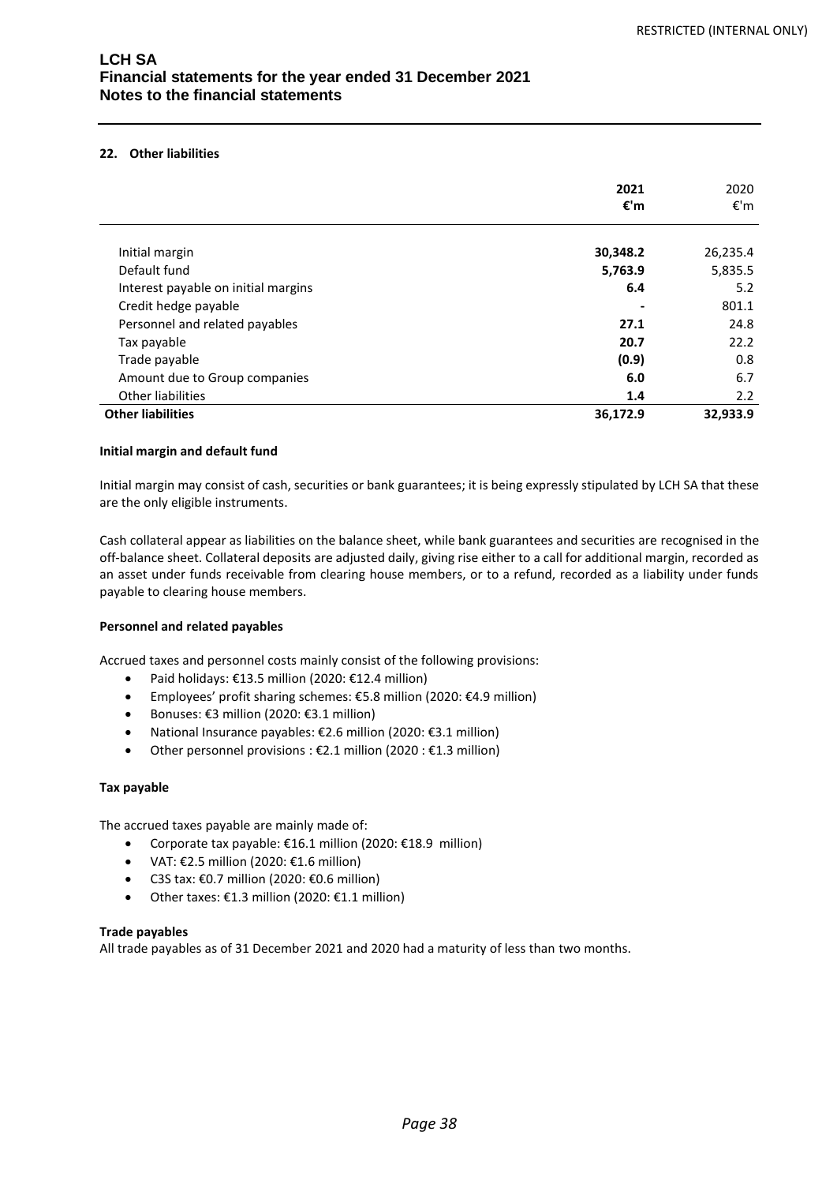## 22. Other liabilities

| | 2021 €'m | 2020 €'m |
|---|---|---|
| Initial margin | **30,348.2** | 26,235.4 |
| Default fund | **5,763.9** | 5,835.5 |
| Interest payable on initial margins | **6.4** | 5.2 |
| Credit hedge payable | **-** | 801.1 |
| Personnel and related payables | **27.1** | 24.8 |
| Tax payable | **20.7** | 22.2 |
| Trade payable | **(0.9)** | 0.8 |
| Amount due to Group companies | **6.0** | 6.7 |
| Other liabilities | **1.4** | 2.2 |
| **Other liabilities** | **36,172.9** | **32,933.9** |

**Initial margin and default fund**

Initial margin may consist of cash, securities or bank guarantees; it is being expressly stipulated by LCH SA that these are the only eligible instruments.

Cash collateral appear as liabilities on the balance sheet, while bank guarantees and securities are recognised in the off-balance sheet. Collateral deposits are adjusted daily, giving rise either to a call for additional margin, recorded as an asset under funds receivable from clearing house members, or to a refund, recorded as a liability under funds payable to clearing house members.

**Personnel and related payables**

Accrued taxes and personnel costs mainly consist of the following provisions:

- Paid holidays: €13.5 million (2020: €12.4 million)
- Employees' profit sharing schemes: €5.8 million (2020: €4.9 million)
- Bonuses: €3 million (2020: €3.1 million)
- National Insurance payables: €2.6 million (2020: €3.1 million)
- Other personnel provisions : €2.1 million (2020 : €1.3 million)

**Tax payable**

The accrued taxes payable are mainly made of:

- Corporate tax payable: €16.1 million (2020: €18.9 million)
- VAT: €2.5 million (2020: €1.6 million)
- C3S tax: €0.7 million (2020: €0.6 million)
- Other taxes: €1.3 million (2020: €1.1 million)

**Trade payables**

All trade payables as of 31 December 2021 and 2020 had a maturity of less than two months.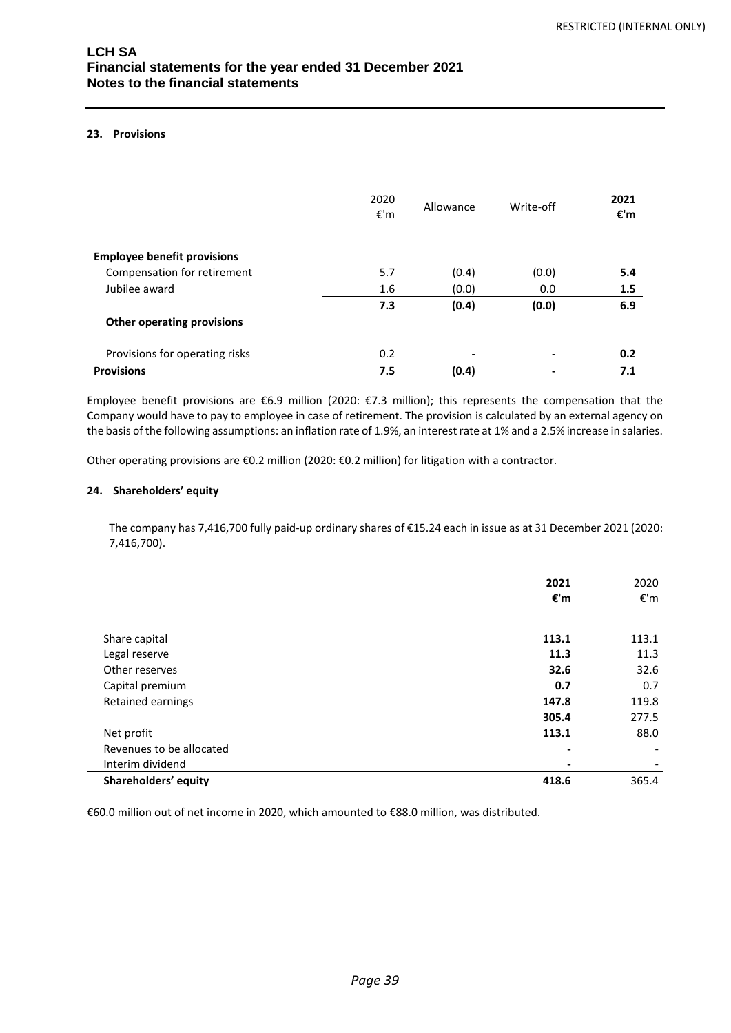#### 23. Provisions

| | 2020 €'m | Allowance | Write-off | **2021 €'m** |
|---|---|---|---|---|
| **Employee benefit provisions** | | | | |
| Compensation for retirement | 5.7 | (0.4) | (0.0) | **5.4** |
| Jubilee award | 1.6 | (0.0) | 0.0 | **1.5** |
| | **7.3** | **(0.4)** | **(0.0)** | **6.9** |
| **Other operating provisions** | | | | |
| Provisions for operating risks | 0.2 | - | - | **0.2** |
| **Provisions** | **7.5** | **(0.4)** | **-** | **7.1** |

Employee benefit provisions are €6.9 million (2020: €7.3 million); this represents the compensation that the Company would have to pay to employee in case of retirement. The provision is calculated by an external agency on the basis of the following assumptions: an inflation rate of 1.9%, an interest rate at 1% and a 2.5% increase in salaries.

Other operating provisions are €0.2 million (2020: €0.2 million) for litigation with a contractor.

#### 24. Shareholders' equity

The company has 7,416,700 fully paid-up ordinary shares of €15.24 each in issue as at 31 December 2021 (2020: 7,416,700).

| | **2021 €'m** | 2020 €'m |
|---|---|---|
| Share capital | **113.1** | 113.1 |
| Legal reserve | **11.3** | 11.3 |
| Other reserves | **32.6** | 32.6 |
| Capital premium | **0.7** | 0.7 |
| Retained earnings | **147.8** | 119.8 |
| | **305.4** | 277.5 |
| Net profit | **113.1** | 88.0 |
| Revenues to be allocated | **-** | - |
| Interim dividend | **-** | - |
| **Shareholders' equity** | **418.6** | 365.4 |

€60.0 million out of net income in 2020, which amounted to €88.0 million, was distributed.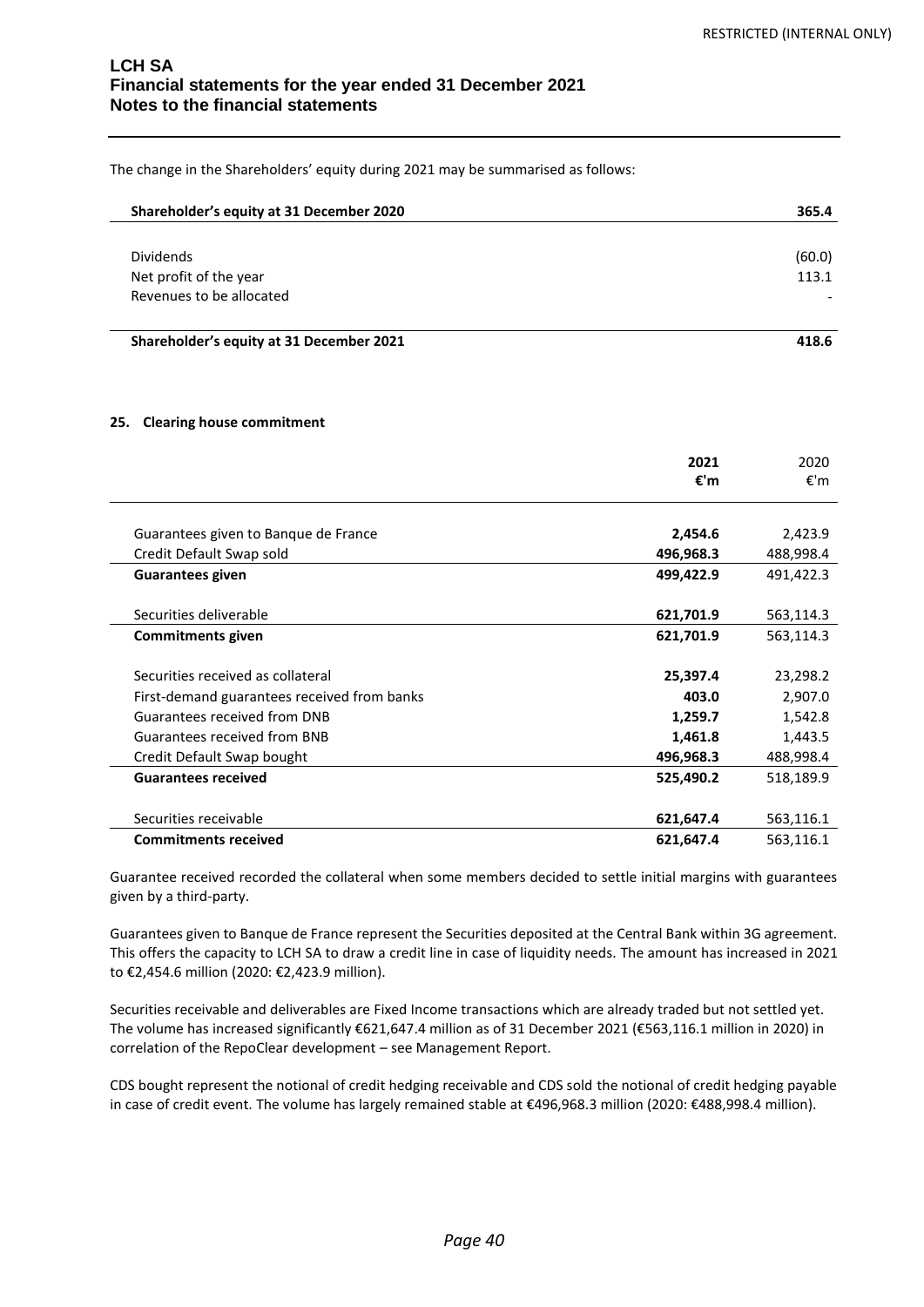The change in the Shareholders' equity during 2021 may be summarised as follows:

| | |
|---|---|
| **Shareholder's equity at 31 December 2020** | **365.4** |
| Dividends | (60.0) |
| Net profit of the year | 113.1 |
| Revenues to be allocated | - |
| **Shareholder's equity at 31 December 2021** | **418.6** |

## 25. Clearing house commitment

| | **2021** **€'m** | 2020 €'m |
|---|---|---|
| Guarantees given to Banque de France | **2,454.6** | 2,423.9 |
| Credit Default Swap sold | **496,968.3** | 488,998.4 |
| **Guarantees given** | **499,422.9** | 491,422.3 |
| Securities deliverable | **621,701.9** | 563,114.3 |
| **Commitments given** | **621,701.9** | 563,114.3 |
| Securities received as collateral | **25,397.4** | 23,298.2 |
| First-demand guarantees received from banks | **403.0** | 2,907.0 |
| Guarantees received from DNB | **1,259.7** | 1,542.8 |
| Guarantees received from BNB | **1,461.8** | 1,443.5 |
| Credit Default Swap bought | **496,968.3** | 488,998.4 |
| **Guarantees received** | **525,490.2** | 518,189.9 |
| Securities receivable | **621,647.4** | 563,116.1 |
| **Commitments received** | **621,647.4** | 563,116.1 |

Guarantee received recorded the collateral when some members decided to settle initial margins with guarantees given by a third-party.

Guarantees given to Banque de France represent the Securities deposited at the Central Bank within 3G agreement. This offers the capacity to LCH SA to draw a credit line in case of liquidity needs. The amount has increased in 2021 to €2,454.6 million (2020: €2,423.9 million).

Securities receivable and deliverables are Fixed Income transactions which are already traded but not settled yet. The volume has increased significantly €621,647.4 million as of 31 December 2021 (€563,116.1 million in 2020) in correlation of the RepoClear development – see Management Report.

CDS bought represent the notional of credit hedging receivable and CDS sold the notional of credit hedging payable in case of credit event. The volume has largely remained stable at €496,968.3 million (2020: €488,998.4 million).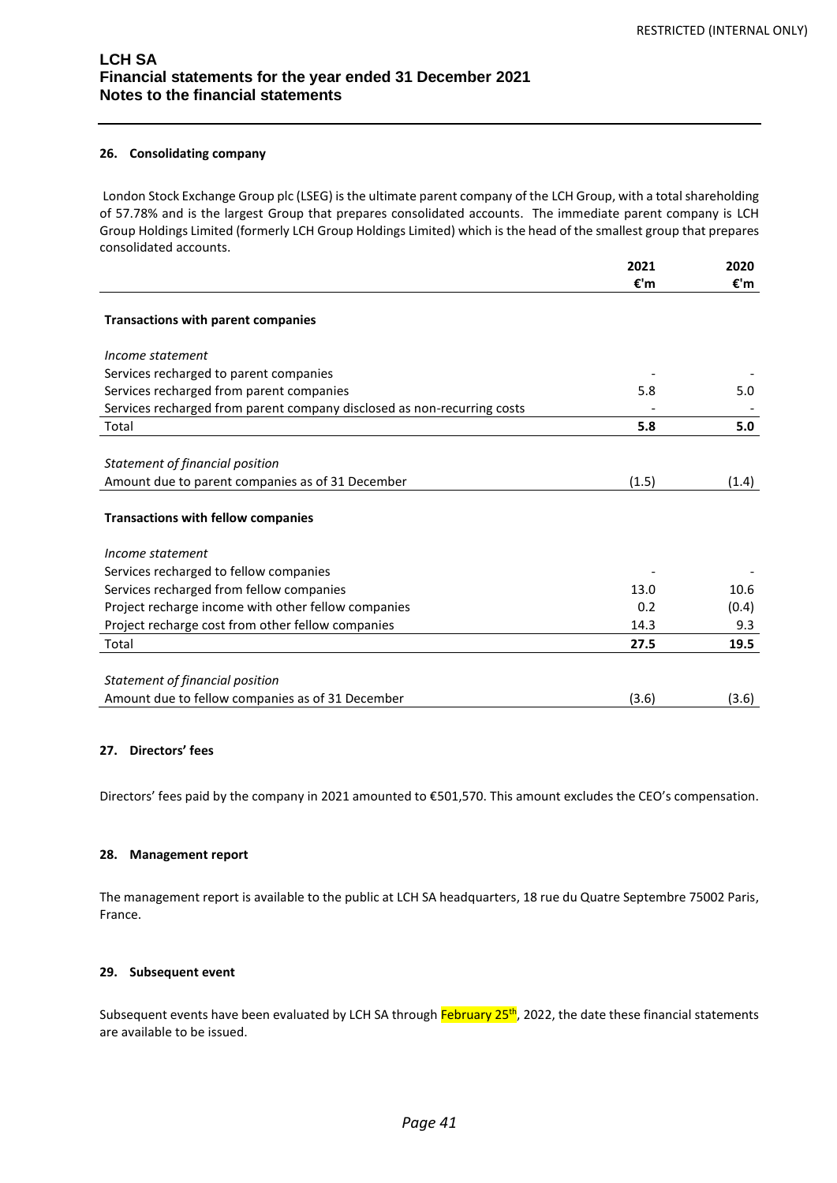#### 26. Consolidating company

London Stock Exchange Group plc (LSEG) is the ultimate parent company of the LCH Group, with a total shareholding of 57.78% and is the largest Group that prepares consolidated accounts. The immediate parent company is LCH Group Holdings Limited (formerly LCH Group Holdings Limited) which is the head of the smallest group that prepares consolidated accounts.

| | 2021 €'m | 2020 €'m |
|---|---|---|
| **Transactions with parent companies** | | |
| *Income statement* | | |
| Services recharged to parent companies | - | - |
| Services recharged from parent companies | 5.8 | 5.0 |
| Services recharged from parent company disclosed as non-recurring costs | - | - |
| Total | **5.8** | **5.0** |
| *Statement of financial position* | | |
| Amount due to parent companies as of 31 December | (1.5) | (1.4) |
| **Transactions with fellow companies** | | |
| *Income statement* | | |
| Services recharged to fellow companies | - | - |
| Services recharged from fellow companies | 13.0 | 10.6 |
| Project recharge income with other fellow companies | 0.2 | (0.4) |
| Project recharge cost from other fellow companies | 14.3 | 9.3 |
| Total | **27.5** | **19.5** |
| *Statement of financial position* | | |
| Amount due to fellow companies as of 31 December | (3.6) | (3.6) |

#### 27. Directors' fees

Directors' fees paid by the company in 2021 amounted to €501,570. This amount excludes the CEO's compensation.

#### 28. Management report

The management report is available to the public at LCH SA headquarters, 18 rue du Quatre Septembre 75002 Paris, France.

#### 29. Subsequent event

Subsequent events have been evaluated by LCH SA through February 25th, 2022, the date these financial statements are available to be issued.